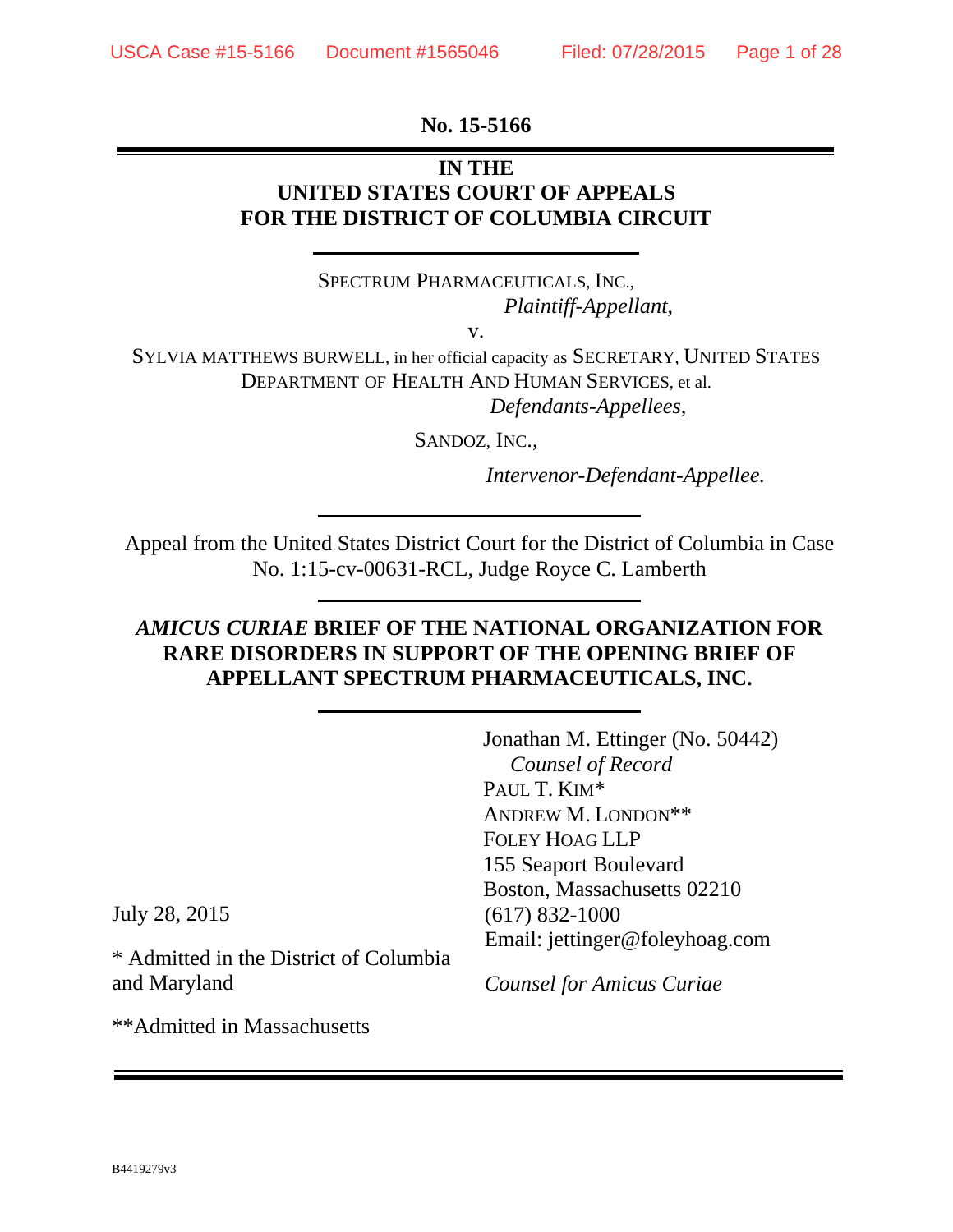**No. 15-5166**

**IN THE**
**UNITED STATES COURT OF APPEALS**
**FOR THE DISTRICT OF COLUMBIA CIRCUIT**

---

SPECTRUM PHARMACEUTICALS, INC.,
*Plaintiff-Appellant*,

v.

SYLVIA MATTHEWS BURWELL, in her official capacity as SECRETARY, UNITED STATES DEPARTMENT OF HEALTH AND HUMAN SERVICES, et al.
*Defendants-Appellees*,

SANDOZ, INC.,
*Intervenor-Defendant-Appellee.*

---

Appeal from the United States District Court for the District of Columbia in Case No. 1:15-cv-00631-RCL, Judge Royce C. Lamberth

---

***AMICUS CURIAE* BRIEF OF THE NATIONAL ORGANIZATION FOR RARE DISORDERS IN SUPPORT OF THE OPENING BRIEF OF APPELLANT SPECTRUM PHARMACEUTICALS, INC.**

---

Jonathan M. Ettinger (No. 50442)
*Counsel of Record*
PAUL T. KIM*
ANDREW M. LONDON**
FOLEY HOAG LLP
155 Seaport Boulevard
Boston, Massachusetts 02210
(617) 832-1000
Email: jettinger@foleyhoag.com

*Counsel for Amicus Curiae*

July 28, 2015

* Admitted in the District of Columbia and Maryland

**Admitted in Massachusetts

B4419279v3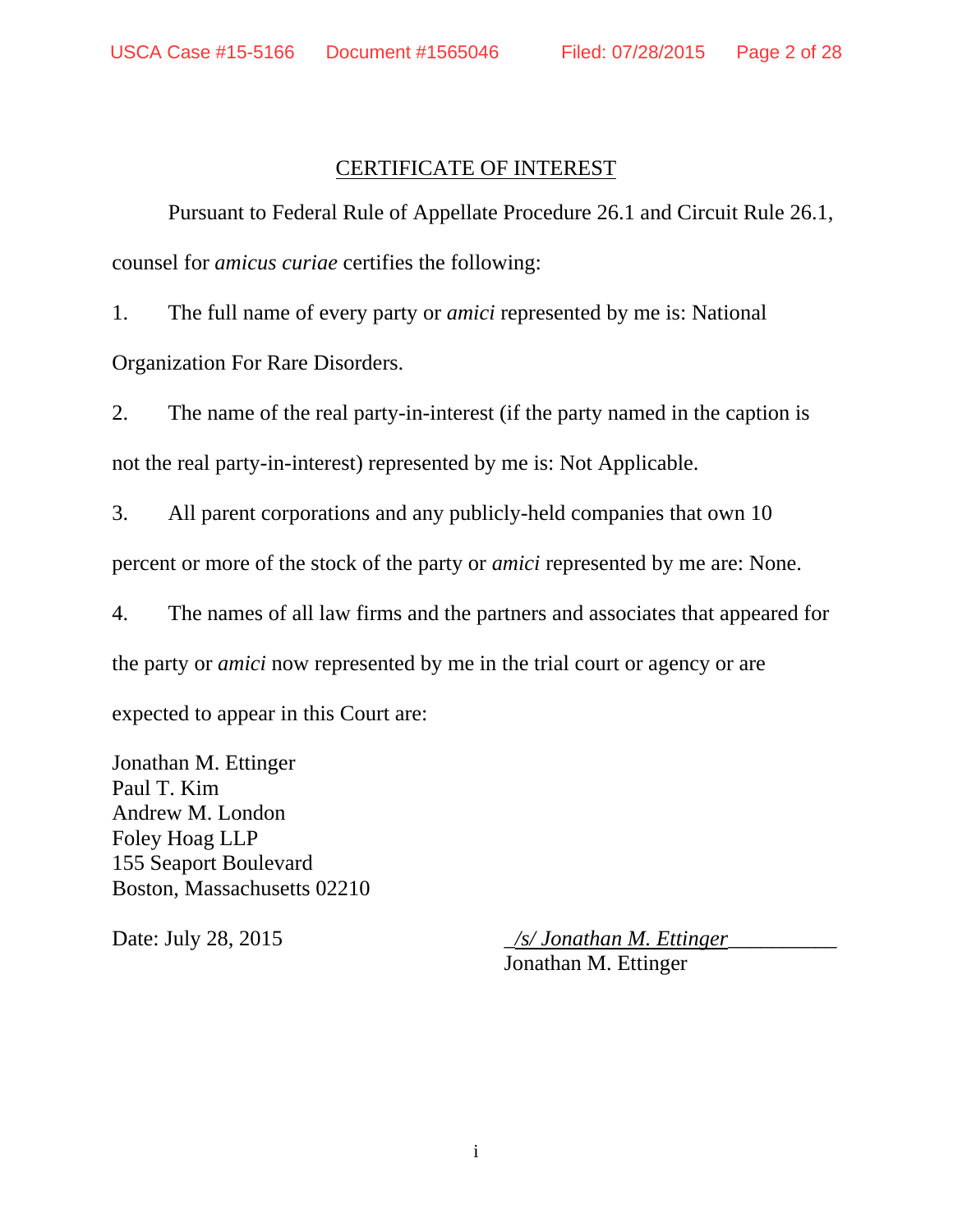## CERTIFICATE OF INTEREST

Pursuant to Federal Rule of Appellate Procedure 26.1 and Circuit Rule 26.1, counsel for *amicus curiae* certifies the following:

1. The full name of every party or *amici* represented by me is: National Organization For Rare Disorders.

2. The name of the real party-in-interest (if the party named in the caption is not the real party-in-interest) represented by me is: Not Applicable.

3. All parent corporations and any publicly-held companies that own 10 percent or more of the stock of the party or *amici* represented by me are: None.

4. The names of all law firms and the partners and associates that appeared for the party or *amici* now represented by me in the trial court or agency or are expected to appear in this Court are:

Jonathan M. Ettinger
Paul T. Kim
Andrew M. London
Foley Hoag LLP
155 Seaport Boulevard
Boston, Massachusetts 02210

Date: July 28, 2015

*/s/ Jonathan M. Ettinger*
Jonathan M. Ettinger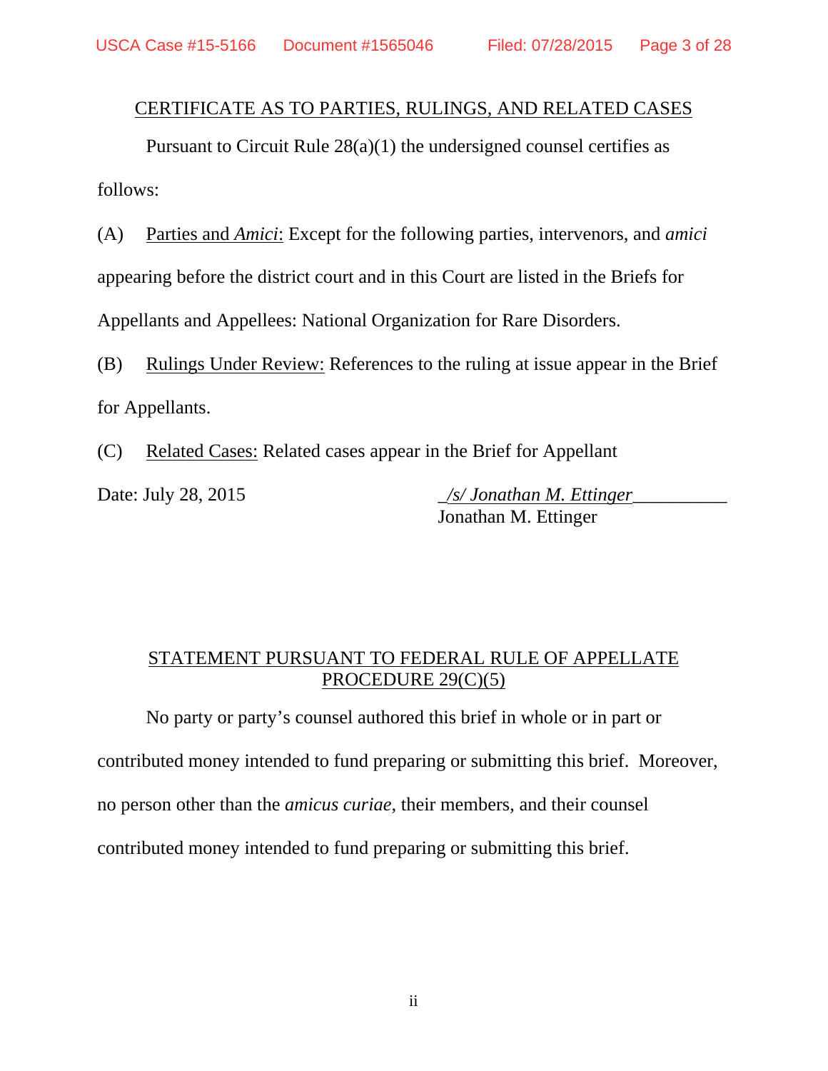## CERTIFICATE AS TO PARTIES, RULINGS, AND RELATED CASES

Pursuant to Circuit Rule 28(a)(1) the undersigned counsel certifies as follows:

(A) Parties and *Amici*: Except for the following parties, intervenors, and *amici* appearing before the district court and in this Court are listed in the Briefs for Appellants and Appellees: National Organization for Rare Disorders.

(B) Rulings Under Review: References to the ruling at issue appear in the Brief for Appellants.

(C) Related Cases: Related cases appear in the Brief for Appellant

Date: July 28, 2015

*/s/ Jonathan M. Ettinger*
Jonathan M. Ettinger

## STATEMENT PURSUANT TO FEDERAL RULE OF APPELLATE PROCEDURE 29(C)(5)

No party or party's counsel authored this brief in whole or in part or contributed money intended to fund preparing or submitting this brief. Moreover, no person other than the *amicus curiae*, their members, and their counsel contributed money intended to fund preparing or submitting this brief.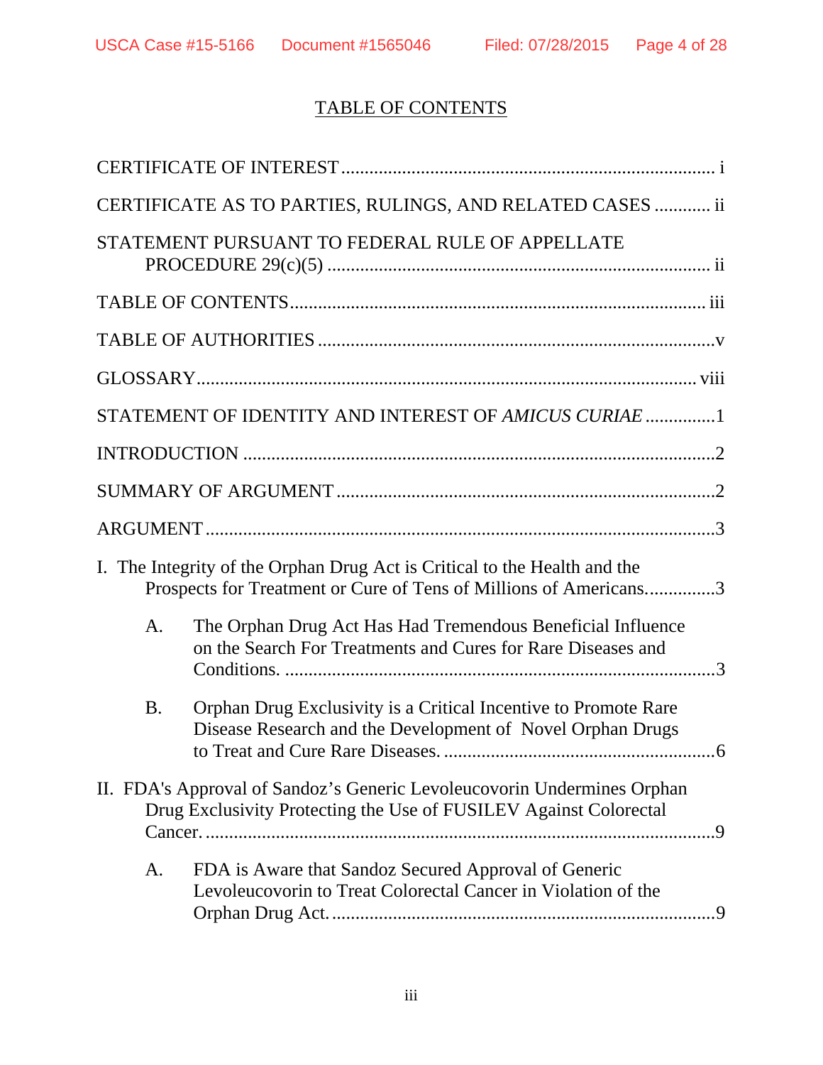# TABLE OF CONTENTS

CERTIFICATE OF INTEREST ............................................................................ i

CERTIFICATE AS TO PARTIES, RULINGS, AND RELATED CASES ............ ii

STATEMENT PURSUANT TO FEDERAL RULE OF APPELLATE PROCEDURE 29(c)(5) ........................................................................... ii

TABLE OF CONTENTS ................................................................................ iii

TABLE OF AUTHORITIES ..............................................................................v

GLOSSARY ................................................................................................ viii

STATEMENT OF IDENTITY AND INTEREST OF *AMICUS CURIAE* ..............1

INTRODUCTION ..............................................................................................2

SUMMARY OF ARGUMENT ..........................................................................2

ARGUMENT .....................................................................................................3

I. The Integrity of the Orphan Drug Act is Critical to the Health and the Prospects for Treatment or Cure of Tens of Millions of Americans. ..............3

  A. The Orphan Drug Act Has Had Tremendous Beneficial Influence on the Search For Treatments and Cures for Rare Diseases and Conditions. ..........................................................................................3

  B. Orphan Drug Exclusivity is a Critical Incentive to Promote Rare Disease Research and the Development of Novel Orphan Drugs to Treat and Cure Rare Diseases. ........................................................6

II. FDA's Approval of Sandoz's Generic Levoleucovorin Undermines Orphan Drug Exclusivity Protecting the Use of FUSILEV Against Colorectal Cancer. ...............................................................................................9

  A. FDA is Aware that Sandoz Secured Approval of Generic Levoleucovorin to Treat Colorectal Cancer in Violation of the Orphan Drug Act. ................................................................................9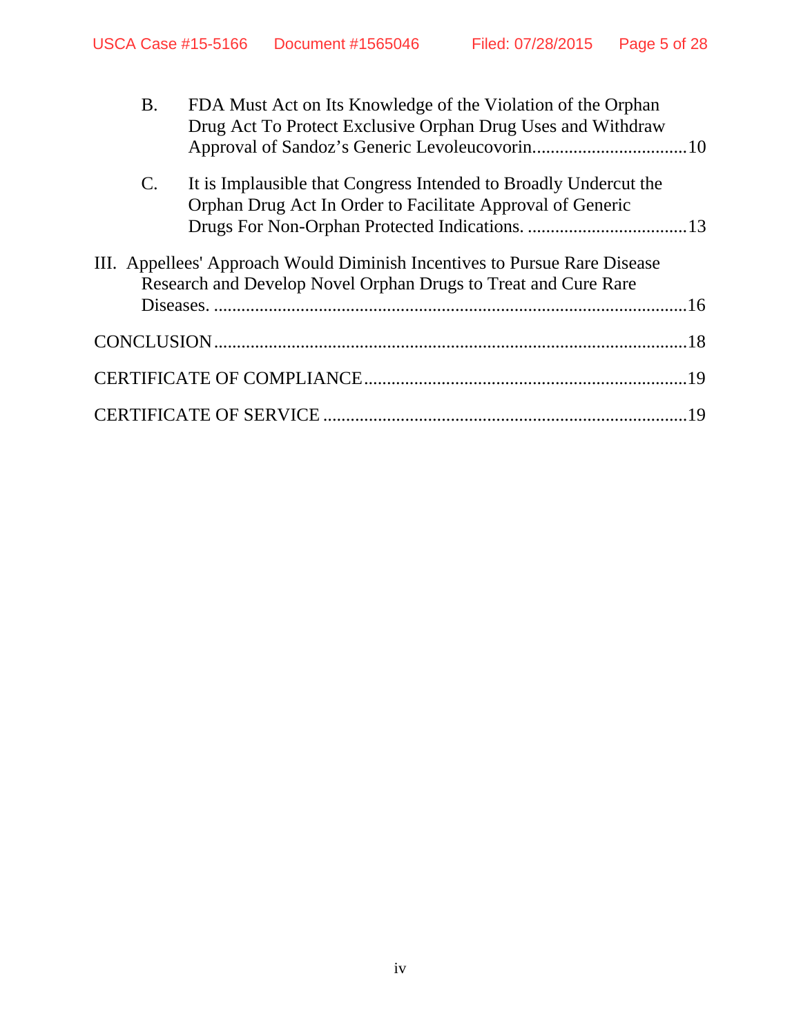B. FDA Must Act on Its Knowledge of the Violation of the Orphan Drug Act To Protect Exclusive Orphan Drug Uses and Withdraw Approval of Sandoz's Generic Levoleucovorin.................................10

C. It is Implausible that Congress Intended to Broadly Undercut the Orphan Drug Act In Order to Facilitate Approval of Generic Drugs For Non-Orphan Protected Indications. ..................................13

III. Appellees' Approach Would Diminish Incentives to Pursue Rare Disease Research and Develop Novel Orphan Drugs to Treat and Cure Rare Diseases. ......................................................................................................16

CONCLUSION......................................................................................................18

CERTIFICATE OF COMPLIANCE......................................................................19

CERTIFICATE OF SERVICE ...............................................................................19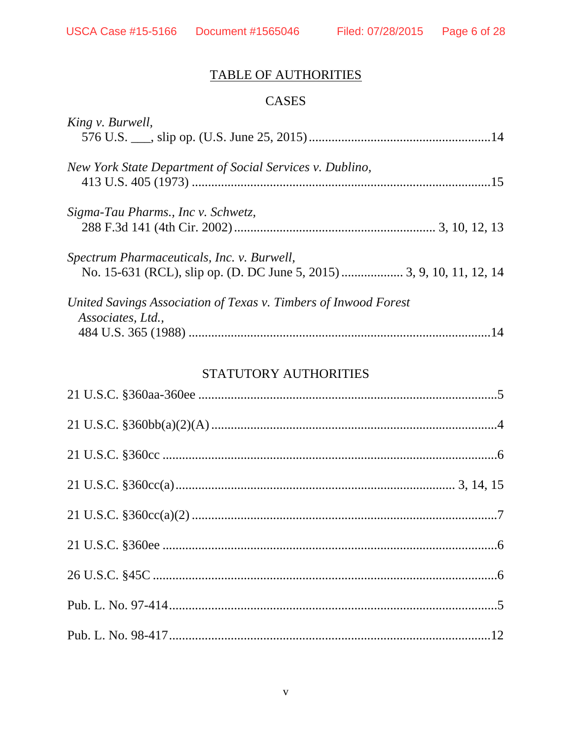# TABLE OF AUTHORITIES

## CASES

*King v. Burwell*,
576 U.S. ___, slip op. (U.S. June 25, 2015) ........................................................ 14

*New York State Department of Social Services v. Dublino*,
413 U.S. 405 (1973) ............................................................................................ 15

*Sigma-Tau Pharms., Inc v. Schwetz*,
288 F.3d 141 (4th Cir. 2002) ............................................................... 3, 10, 12, 13

*Spectrum Pharmaceuticals, Inc. v. Burwell*,
No. 15-631 (RCL), slip op. (D. DC June 5, 2015) ................... 3, 9, 10, 11, 12, 14

*United Savings Association of Texas v. Timbers of Inwood Forest Associates, Ltd.*,
484 U.S. 365 (1988) ............................................................................................ 14

## STATUTORY AUTHORITIES

21 U.S.C. §360aa-360ee .......................................................................................... 5

21 U.S.C. §360bb(a)(2)(A) ....................................................................................... 4

21 U.S.C. §360cc ..................................................................................................... 6

21 U.S.C. §360cc(a) ....................................................................................... 3, 14, 15

21 U.S.C. §360cc(a)(2) ............................................................................................ 7

21 U.S.C. §360ee ..................................................................................................... 6

26 U.S.C. §45C ........................................................................................................ 6

Pub. L. No. 97-414 .................................................................................................... 5

Pub. L. No. 98-417 .................................................................................................. 12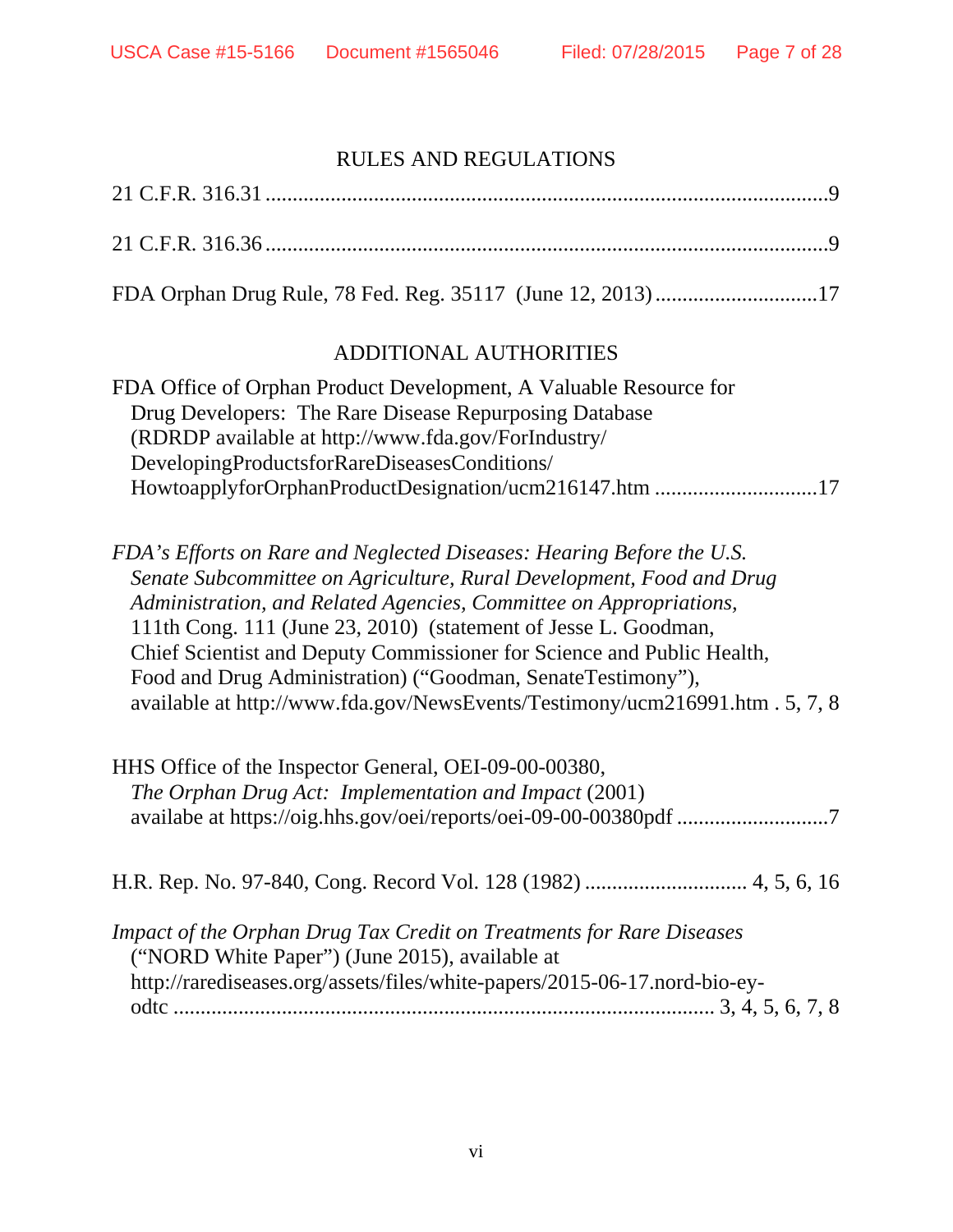## RULES AND REGULATIONS

21 C.F.R. 316.31 .......................................................................................................9

21 C.F.R. 316.36 .......................................................................................................9

FDA Orphan Drug Rule, 78 Fed. Reg. 35117 (June 12, 2013) ..............................17

## ADDITIONAL AUTHORITIES

FDA Office of Orphan Product Development, A Valuable Resource for Drug Developers: The Rare Disease Repurposing Database (RDRDP available at http://www.fda.gov/ForIndustry/DevelopingProductsforRareDiseasesConditions/HowtoapplyforOrphanProductDesignation/ucm216147.htm ..............................17

*FDA's Efforts on Rare and Neglected Diseases: Hearing Before the U.S. Senate Subcommittee on Agriculture, Rural Development, Food and Drug Administration, and Related Agencies, Committee on Appropriations,* 111th Cong. 111 (June 23, 2010) (statement of Jesse L. Goodman, Chief Scientist and Deputy Commissioner for Science and Public Health, Food and Drug Administration) ("Goodman, SenateTestimony"), available at http://www.fda.gov/NewsEvents/Testimony/ucm216991.htm . 5, 7, 8

HHS Office of the Inspector General, OEI-09-00-00380, *The Orphan Drug Act: Implementation and Impact* (2001) availabe at https://oig.hhs.gov/oei/reports/oei-09-00-00380pdf ............................7

H.R. Rep. No. 97-840, Cong. Record Vol. 128 (1982) ............................. 4, 5, 6, 16

*Impact of the Orphan Drug Tax Credit on Treatments for Rare Diseases* ("NORD White Paper") (June 2015), available at http://rarediseases.org/assets/files/white-papers/2015-06-17.nord-bio-ey-odtc .................................................................................................... 3, 4, 5, 6, 7, 8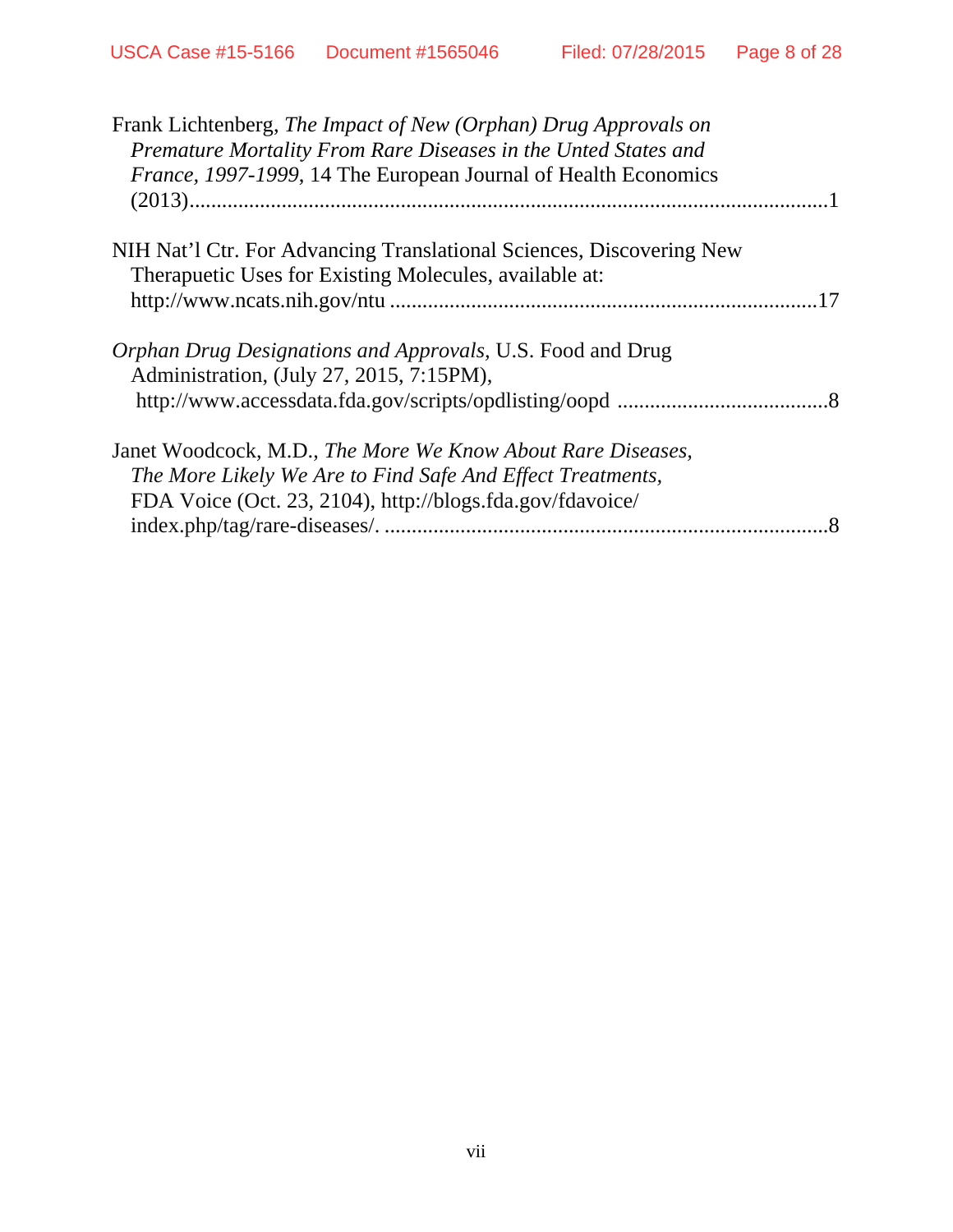Frank Lichtenberg, *The Impact of New (Orphan) Drug Approvals on Premature Mortality From Rare Diseases in the Unted States and France, 1997-1999*, 14 The European Journal of Health Economics (2013)........................................................................................................1

NIH Nat'l Ctr. For Advancing Translational Sciences, Discovering New Therapuetic Uses for Existing Molecules, available at: http://www.ncats.nih.gov/ntu ..............................................................................17

*Orphan Drug Designations and Approvals,* U.S. Food and Drug Administration, (July 27, 2015, 7:15PM), http://www.accessdata.fda.gov/scripts/opdlisting/oopd .......................................8

Janet Woodcock, M.D., *The More We Know About Rare Diseases, The More Likely We Are to Find Safe And Effect Treatments,* FDA Voice (Oct. 23, 2104), http://blogs.fda.gov/fdavoice/ index.php/tag/rare-diseases/. ..................................................................................8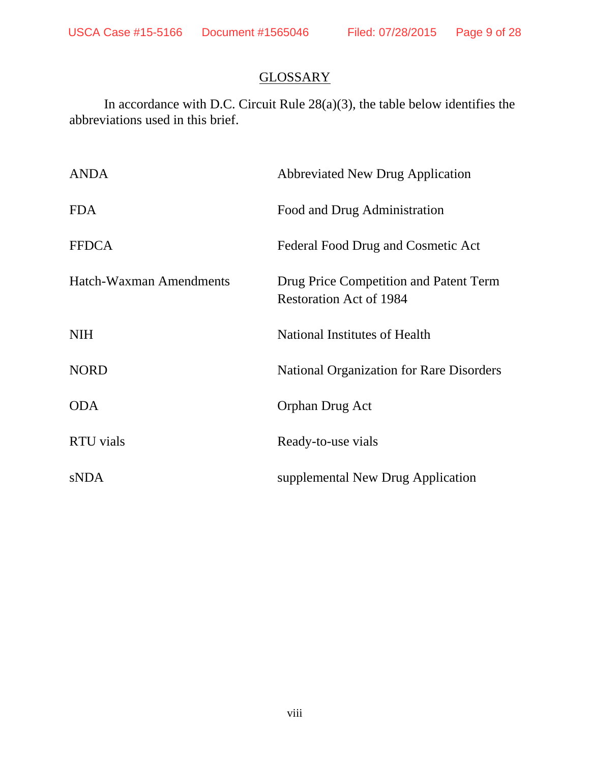## GLOSSARY

In accordance with D.C. Circuit Rule 28(a)(3), the table below identifies the abbreviations used in this brief.

| | |
|---|---|
| ANDA | Abbreviated New Drug Application |
| FDA | Food and Drug Administration |
| FFDCA | Federal Food Drug and Cosmetic Act |
| Hatch-Waxman Amendments | Drug Price Competition and Patent Term Restoration Act of 1984 |
| NIH | National Institutes of Health |
| NORD | National Organization for Rare Disorders |
| ODA | Orphan Drug Act |
| RTU vials | Ready-to-use vials |
| sNDA | supplemental New Drug Application |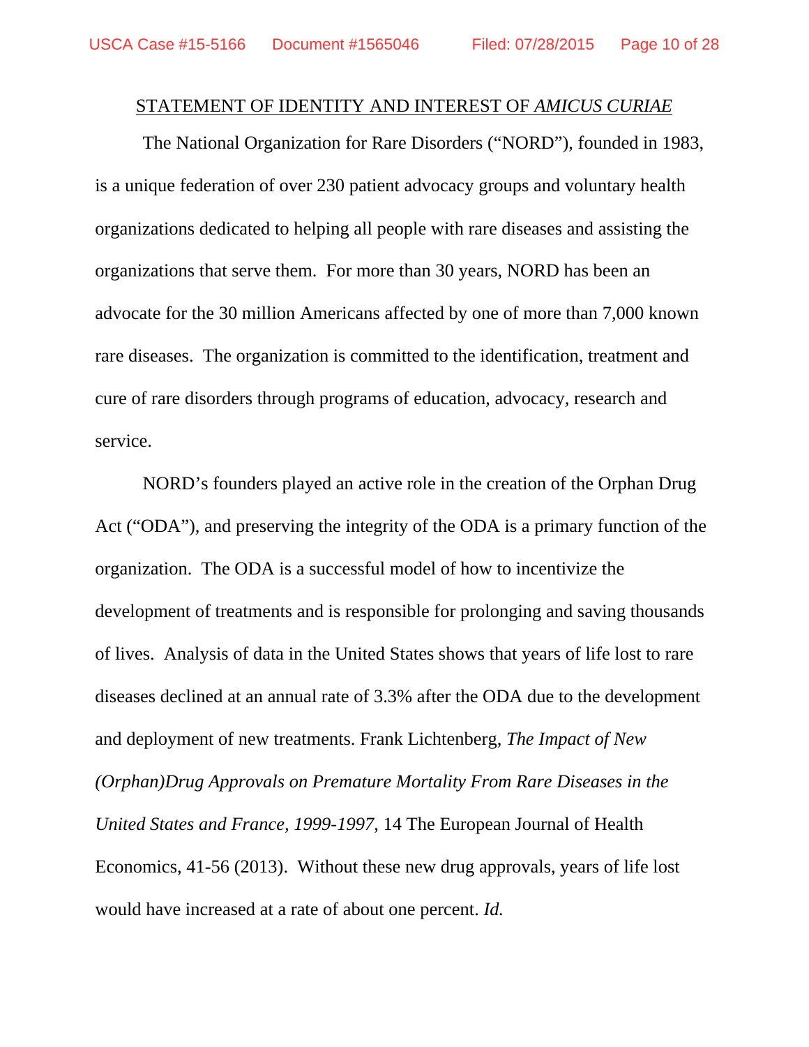## STATEMENT OF IDENTITY AND INTEREST OF *AMICUS CURIAE*

The National Organization for Rare Disorders ("NORD"), founded in 1983, is a unique federation of over 230 patient advocacy groups and voluntary health organizations dedicated to helping all people with rare diseases and assisting the organizations that serve them. For more than 30 years, NORD has been an advocate for the 30 million Americans affected by one of more than 7,000 known rare diseases. The organization is committed to the identification, treatment and cure of rare disorders through programs of education, advocacy, research and service.

NORD's founders played an active role in the creation of the Orphan Drug Act ("ODA"), and preserving the integrity of the ODA is a primary function of the organization. The ODA is a successful model of how to incentivize the development of treatments and is responsible for prolonging and saving thousands of lives. Analysis of data in the United States shows that years of life lost to rare diseases declined at an annual rate of 3.3% after the ODA due to the development and deployment of new treatments. Frank Lichtenberg, *The Impact of New (Orphan)Drug Approvals on Premature Mortality From Rare Diseases in the United States and France, 1999-1997,* 14 The European Journal of Health Economics, 41-56 (2013). Without these new drug approvals, years of life lost would have increased at a rate of about one percent. *Id.*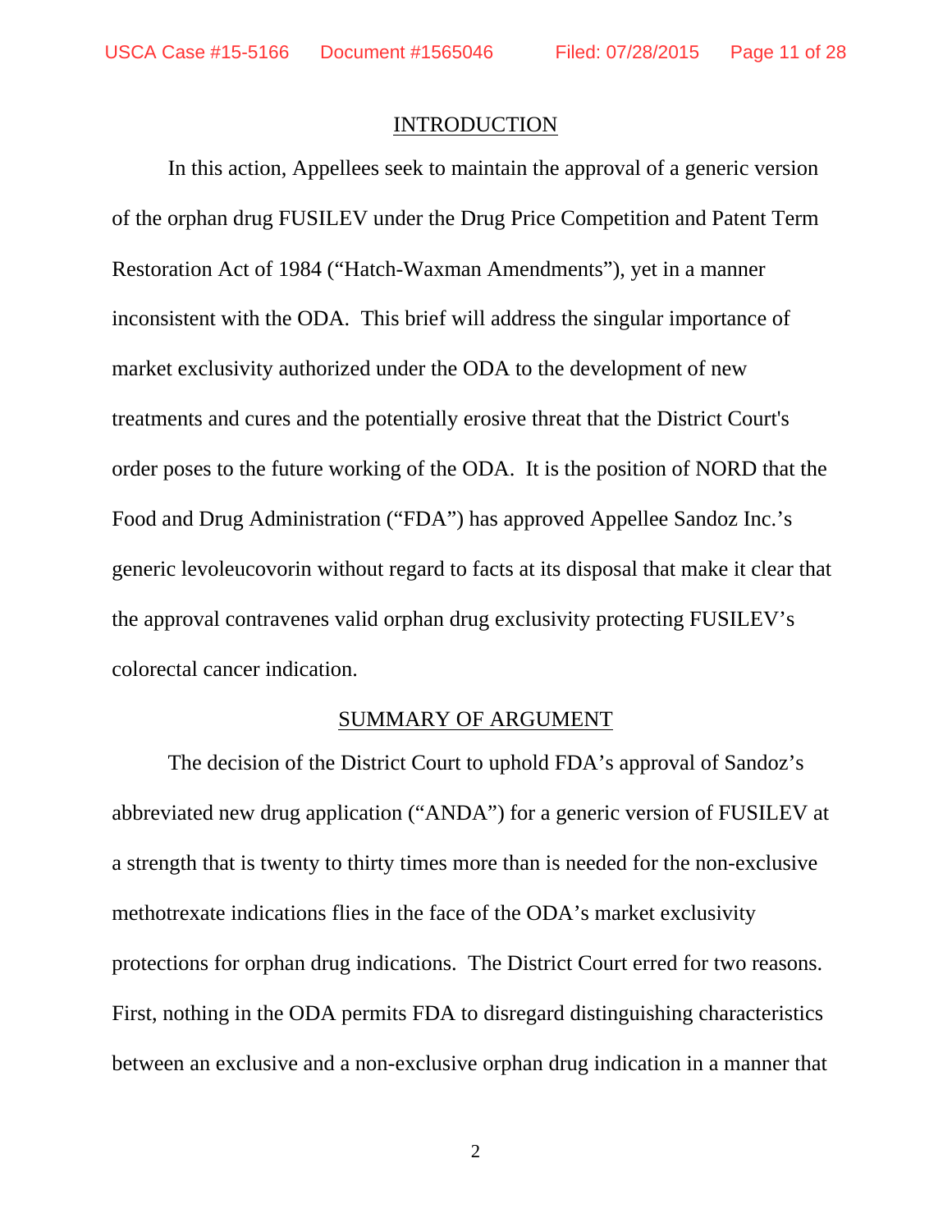## INTRODUCTION

In this action, Appellees seek to maintain the approval of a generic version of the orphan drug FUSILEV under the Drug Price Competition and Patent Term Restoration Act of 1984 ("Hatch-Waxman Amendments"), yet in a manner inconsistent with the ODA. This brief will address the singular importance of market exclusivity authorized under the ODA to the development of new treatments and cures and the potentially erosive threat that the District Court's order poses to the future working of the ODA. It is the position of NORD that the Food and Drug Administration ("FDA") has approved Appellee Sandoz Inc.'s generic levoleucovorin without regard to facts at its disposal that make it clear that the approval contravenes valid orphan drug exclusivity protecting FUSILEV's colorectal cancer indication.

## SUMMARY OF ARGUMENT

The decision of the District Court to uphold FDA's approval of Sandoz's abbreviated new drug application ("ANDA") for a generic version of FUSILEV at a strength that is twenty to thirty times more than is needed for the non-exclusive methotrexate indications flies in the face of the ODA's market exclusivity protections for orphan drug indications. The District Court erred for two reasons. First, nothing in the ODA permits FDA to disregard distinguishing characteristics between an exclusive and a non-exclusive orphan drug indication in a manner that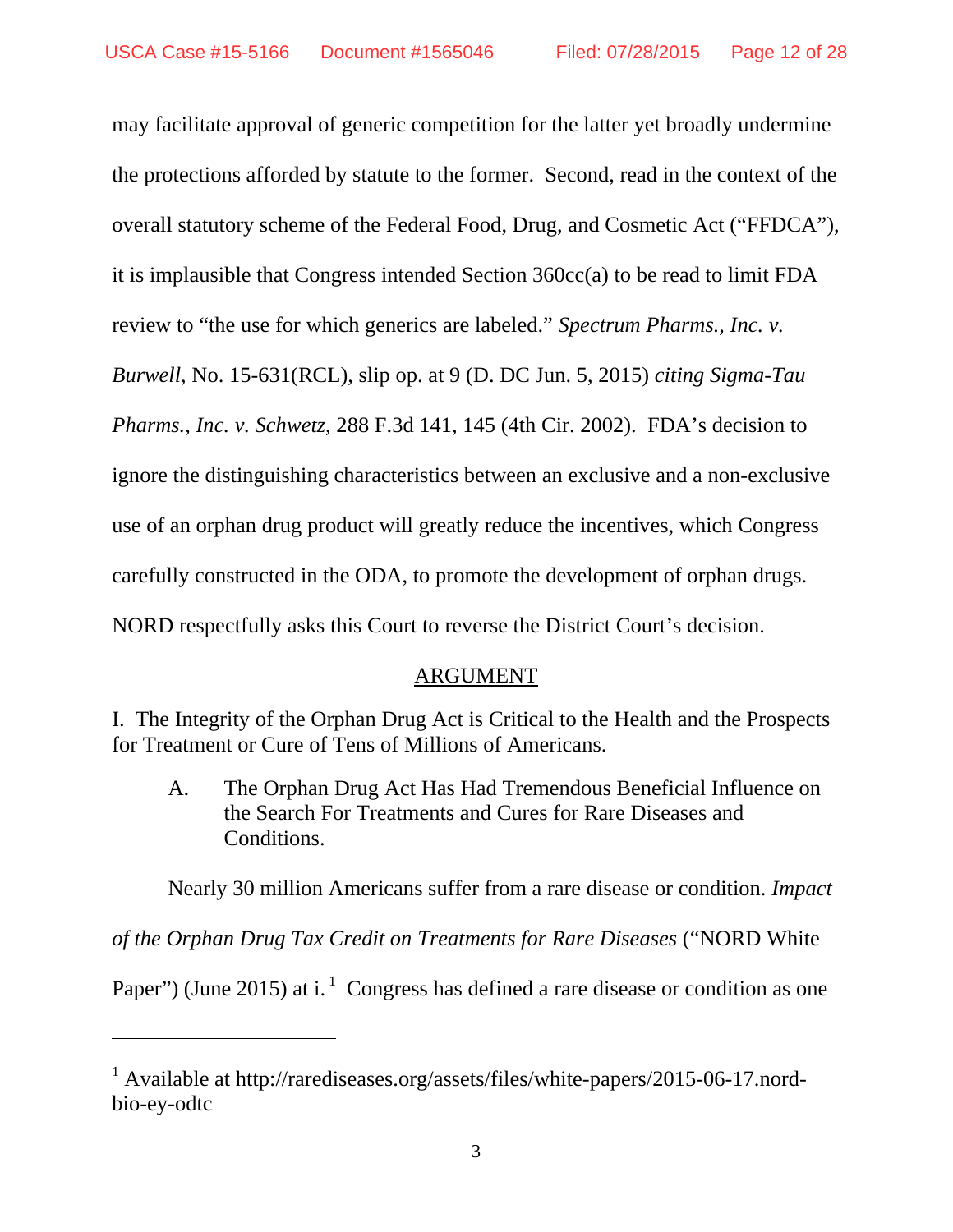may facilitate approval of generic competition for the latter yet broadly undermine the protections afforded by statute to the former. Second, read in the context of the overall statutory scheme of the Federal Food, Drug, and Cosmetic Act ("FFDCA"), it is implausible that Congress intended Section 360cc(a) to be read to limit FDA review to "the use for which generics are labeled." *Spectrum Pharms., Inc. v. Burwell*, No. 15-631(RCL), slip op. at 9 (D. DC Jun. 5, 2015) *citing Sigma-Tau Pharms., Inc. v. Schwetz*, 288 F.3d 141, 145 (4th Cir. 2002). FDA's decision to ignore the distinguishing characteristics between an exclusive and a non-exclusive use of an orphan drug product will greatly reduce the incentives, which Congress carefully constructed in the ODA, to promote the development of orphan drugs. NORD respectfully asks this Court to reverse the District Court's decision.

## ARGUMENT

### I. The Integrity of the Orphan Drug Act is Critical to the Health and the Prospects for Treatment or Cure of Tens of Millions of Americans.

#### A. The Orphan Drug Act Has Had Tremendous Beneficial Influence on the Search For Treatments and Cures for Rare Diseases and Conditions.

Nearly 30 million Americans suffer from a rare disease or condition. *Impact of the Orphan Drug Tax Credit on Treatments for Rare Diseases* ("NORD White Paper") (June 2015) at i.[1] Congress has defined a rare disease or condition as one

[1] Available at http://rarediseases.org/assets/files/white-papers/2015-06-17.nord-bio-ey-odtc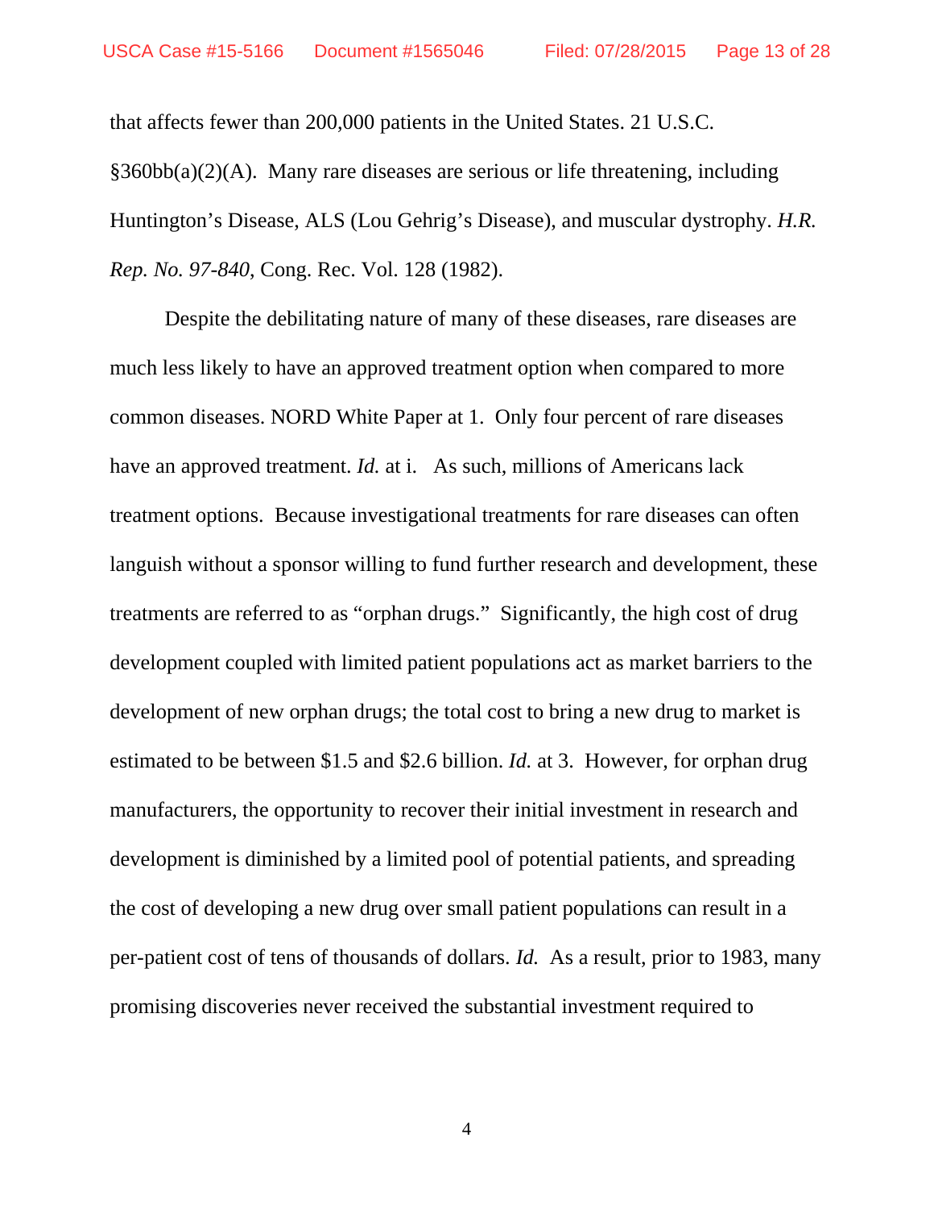that affects fewer than 200,000 patients in the United States. 21 U.S.C. §360bb(a)(2)(A). Many rare diseases are serious or life threatening, including Huntington's Disease, ALS (Lou Gehrig's Disease), and muscular dystrophy. *H.R. Rep. No. 97-840*, Cong. Rec. Vol. 128 (1982).

Despite the debilitating nature of many of these diseases, rare diseases are much less likely to have an approved treatment option when compared to more common diseases. NORD White Paper at 1. Only four percent of rare diseases have an approved treatment. *Id.* at i. As such, millions of Americans lack treatment options. Because investigational treatments for rare diseases can often languish without a sponsor willing to fund further research and development, these treatments are referred to as "orphan drugs." Significantly, the high cost of drug development coupled with limited patient populations act as market barriers to the development of new orphan drugs; the total cost to bring a new drug to market is estimated to be between $1.5 and $2.6 billion. *Id.* at 3. However, for orphan drug manufacturers, the opportunity to recover their initial investment in research and development is diminished by a limited pool of potential patients, and spreading the cost of developing a new drug over small patient populations can result in a per-patient cost of tens of thousands of dollars. *Id.* As a result, prior to 1983, many promising discoveries never received the substantial investment required to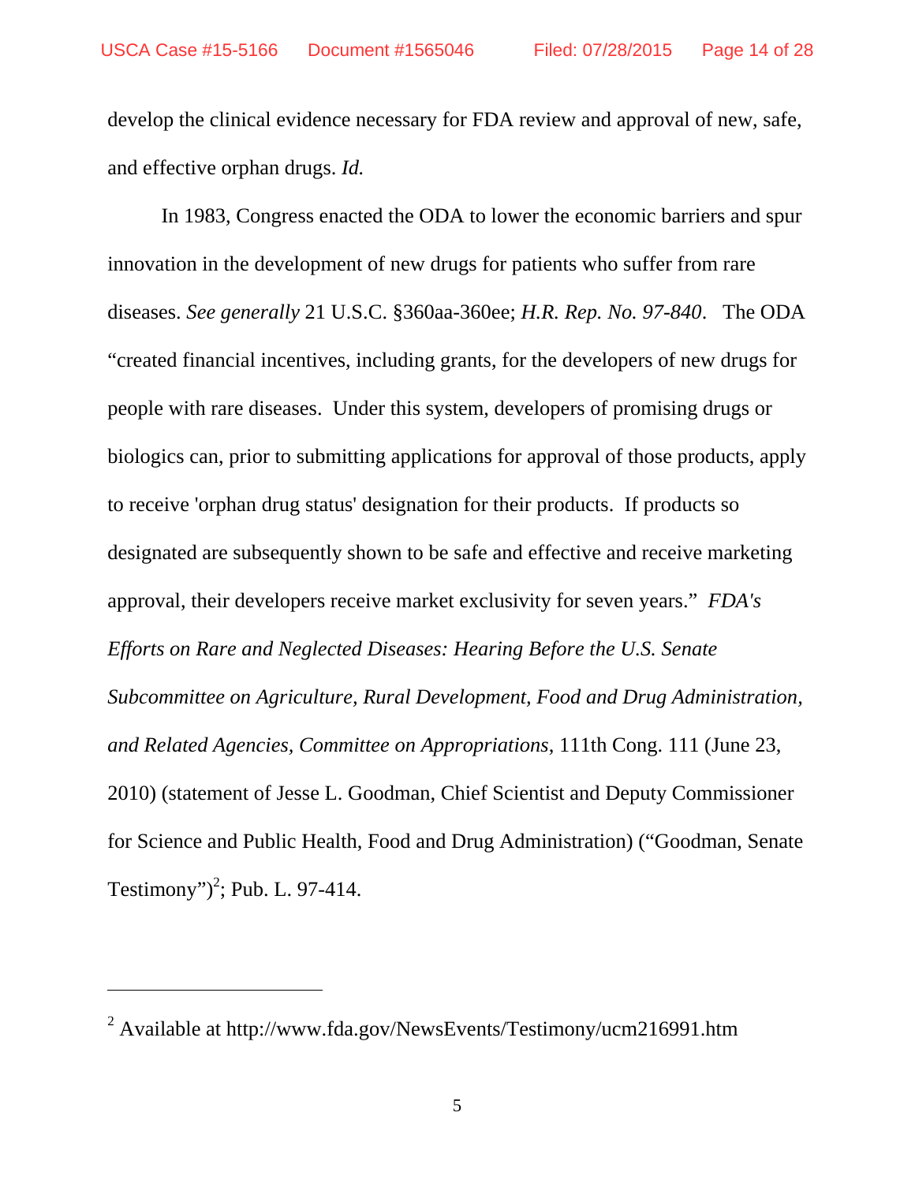develop the clinical evidence necessary for FDA review and approval of new, safe, and effective orphan drugs. *Id.*

In 1983, Congress enacted the ODA to lower the economic barriers and spur innovation in the development of new drugs for patients who suffer from rare diseases. *See generally* 21 U.S.C. §360aa-360ee; *H.R. Rep. No. 97-840*. The ODA "created financial incentives, including grants, for the developers of new drugs for people with rare diseases. Under this system, developers of promising drugs or biologics can, prior to submitting applications for approval of those products, apply to receive 'orphan drug status' designation for their products. If products so designated are subsequently shown to be safe and effective and receive marketing approval, their developers receive market exclusivity for seven years." *FDA's Efforts on Rare and Neglected Diseases: Hearing Before the U.S. Senate Subcommittee on Agriculture, Rural Development, Food and Drug Administration, and Related Agencies, Committee on Appropriations*, 111th Cong. 111 (June 23, 2010) (statement of Jesse L. Goodman, Chief Scientist and Deputy Commissioner for Science and Public Health, Food and Drug Administration) ("Goodman, Senate Testimony")[2]; Pub. L. 97-414.

---

[2] Available at http://www.fda.gov/NewsEvents/Testimony/ucm216991.htm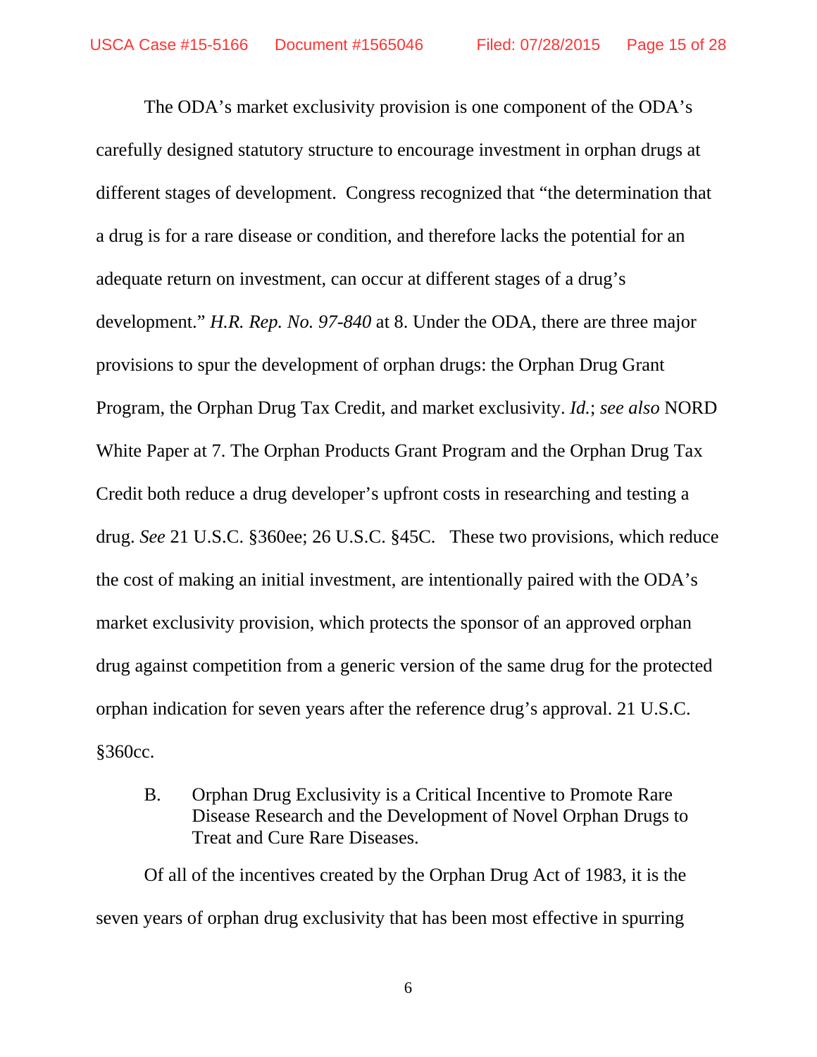The ODA's market exclusivity provision is one component of the ODA's carefully designed statutory structure to encourage investment in orphan drugs at different stages of development. Congress recognized that "the determination that a drug is for a rare disease or condition, and therefore lacks the potential for an adequate return on investment, can occur at different stages of a drug's development." *H.R. Rep. No. 97-840* at 8. Under the ODA, there are three major provisions to spur the development of orphan drugs: the Orphan Drug Grant Program, the Orphan Drug Tax Credit, and market exclusivity. *Id.*; *see also* NORD White Paper at 7. The Orphan Products Grant Program and the Orphan Drug Tax Credit both reduce a drug developer's upfront costs in researching and testing a drug. *See* 21 U.S.C. §360ee; 26 U.S.C. §45C. These two provisions, which reduce the cost of making an initial investment, are intentionally paired with the ODA's market exclusivity provision, which protects the sponsor of an approved orphan drug against competition from a generic version of the same drug for the protected orphan indication for seven years after the reference drug's approval. 21 U.S.C. §360cc.

### B. Orphan Drug Exclusivity is a Critical Incentive to Promote Rare Disease Research and the Development of Novel Orphan Drugs to Treat and Cure Rare Diseases.

Of all of the incentives created by the Orphan Drug Act of 1983, it is the seven years of orphan drug exclusivity that has been most effective in spurring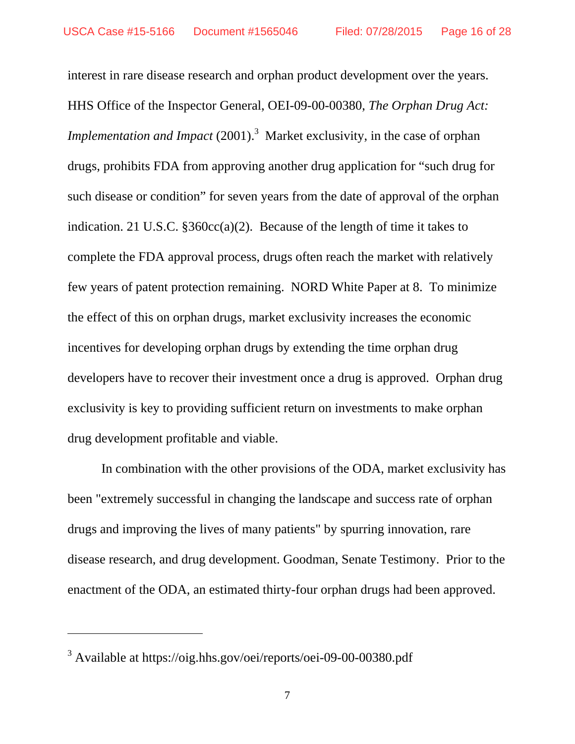interest in rare disease research and orphan product development over the years. HHS Office of the Inspector General, OEI-09-00-00380, *The Orphan Drug Act: Implementation and Impact* (2001).[3] Market exclusivity, in the case of orphan drugs, prohibits FDA from approving another drug application for "such drug for such disease or condition" for seven years from the date of approval of the orphan indication. 21 U.S.C. §360cc(a)(2). Because of the length of time it takes to complete the FDA approval process, drugs often reach the market with relatively few years of patent protection remaining. NORD White Paper at 8. To minimize the effect of this on orphan drugs, market exclusivity increases the economic incentives for developing orphan drugs by extending the time orphan drug developers have to recover their investment once a drug is approved. Orphan drug exclusivity is key to providing sufficient return on investments to make orphan drug development profitable and viable.

In combination with the other provisions of the ODA, market exclusivity has been "extremely successful in changing the landscape and success rate of orphan drugs and improving the lives of many patients" by spurring innovation, rare disease research, and drug development. Goodman, Senate Testimony. Prior to the enactment of the ODA, an estimated thirty-four orphan drugs had been approved.

---

[3] Available at https://oig.hhs.gov/oei/reports/oei-09-00-00380.pdf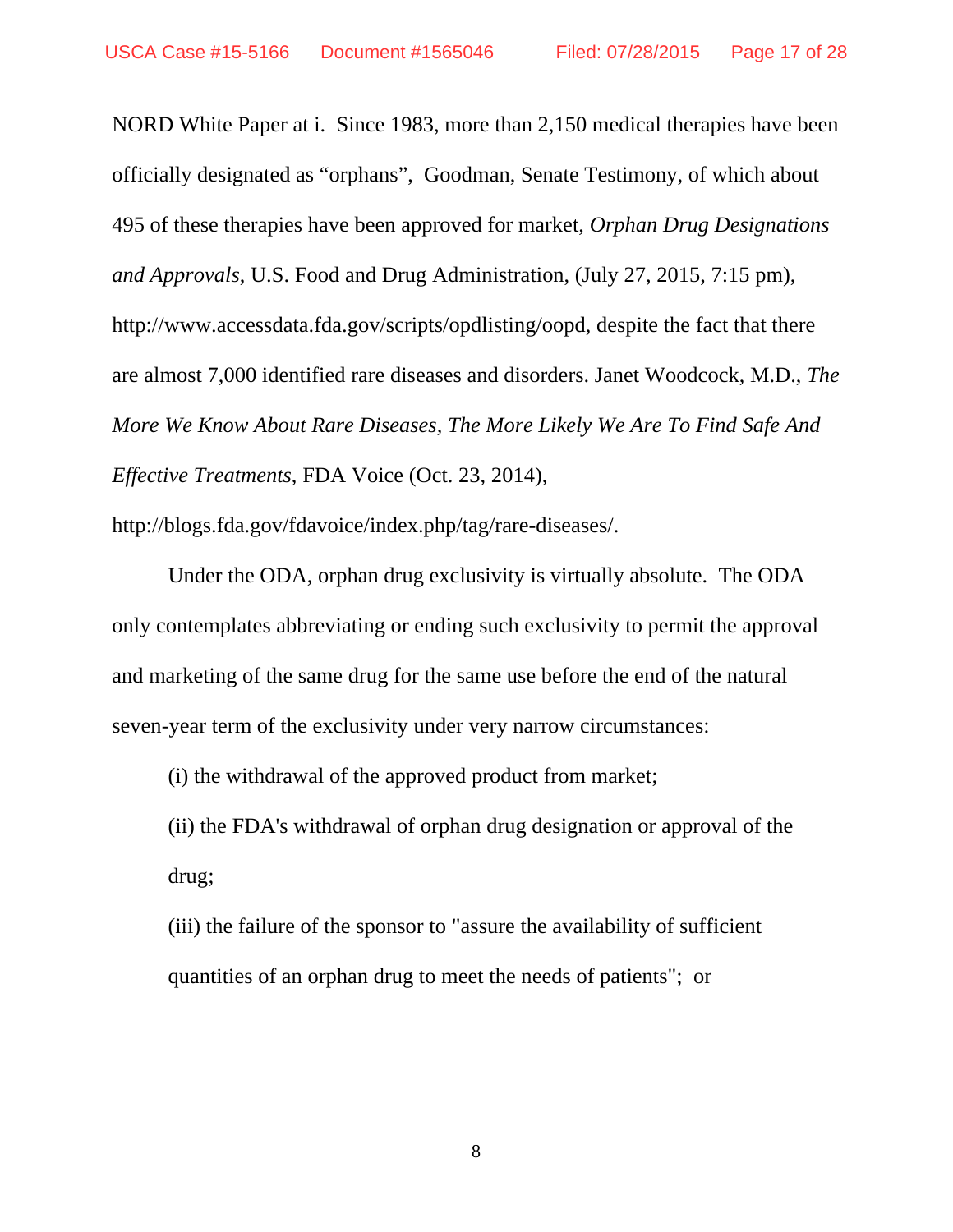NORD White Paper at i.  Since 1983, more than 2,150 medical therapies have been officially designated as “orphans”,  Goodman, Senate Testimony, of which about 495 of these therapies have been approved for market, *Orphan Drug Designations and Approvals*, U.S. Food and Drug Administration, (July 27, 2015, 7:15 pm), http://www.accessdata.fda.gov/scripts/opdlisting/oopd, despite the fact that there are almost 7,000 identified rare diseases and disorders. Janet Woodcock, M.D., *The More We Know About Rare Diseases, The More Likely We Are To Find Safe And Effective Treatments*, FDA Voice (Oct. 23, 2014), http://blogs.fda.gov/fdavoice/index.php/tag/rare-diseases/.

Under the ODA, orphan drug exclusivity is virtually absolute.  The ODA only contemplates abbreviating or ending such exclusivity to permit the approval and marketing of the same drug for the same use before the end of the natural seven-year term of the exclusivity under very narrow circumstances:

(i) the withdrawal of the approved product from market;

(ii) the FDA's withdrawal of orphan drug designation or approval of the drug;

(iii) the failure of the sponsor to "assure the availability of sufficient quantities of an orphan drug to meet the needs of patients";  or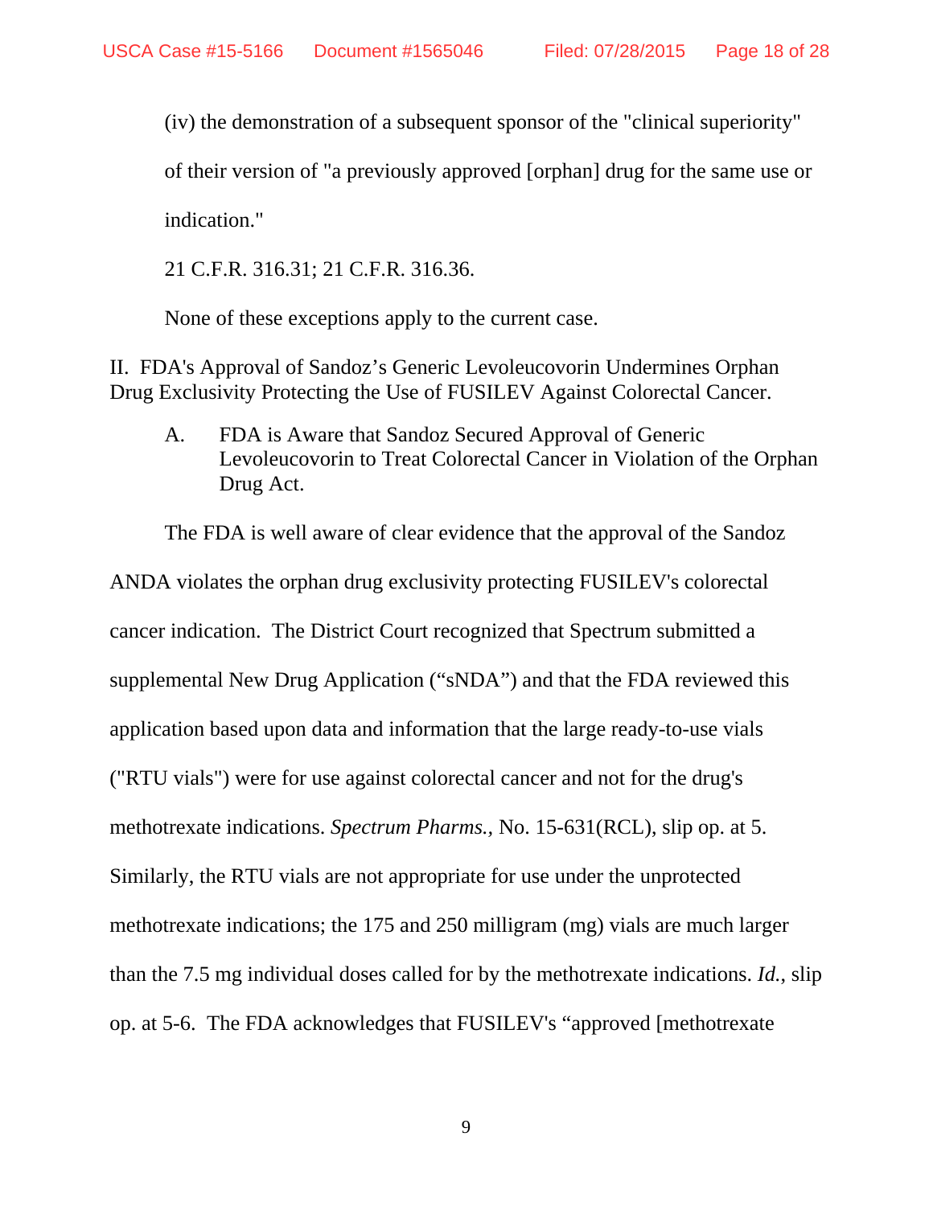(iv) the demonstration of a subsequent sponsor of the "clinical superiority" of their version of "a previously approved [orphan] drug for the same use or indication."

21 C.F.R. 316.31; 21 C.F.R. 316.36.

None of these exceptions apply to the current case.

## II. FDA's Approval of Sandoz's Generic Levoleucovorin Undermines Orphan Drug Exclusivity Protecting the Use of FUSILEV Against Colorectal Cancer.

### A. FDA is Aware that Sandoz Secured Approval of Generic Levoleucovorin to Treat Colorectal Cancer in Violation of the Orphan Drug Act.

The FDA is well aware of clear evidence that the approval of the Sandoz ANDA violates the orphan drug exclusivity protecting FUSILEV's colorectal cancer indication. The District Court recognized that Spectrum submitted a supplemental New Drug Application ("sNDA") and that the FDA reviewed this application based upon data and information that the large ready-to-use vials ("RTU vials") were for use against colorectal cancer and not for the drug's methotrexate indications. *Spectrum Pharms.*, No. 15-631(RCL), slip op. at 5. Similarly, the RTU vials are not appropriate for use under the unprotected methotrexate indications; the 175 and 250 milligram (mg) vials are much larger than the 7.5 mg individual doses called for by the methotrexate indications. *Id.*, slip op. at 5-6. The FDA acknowledges that FUSILEV's "approved [methotrexate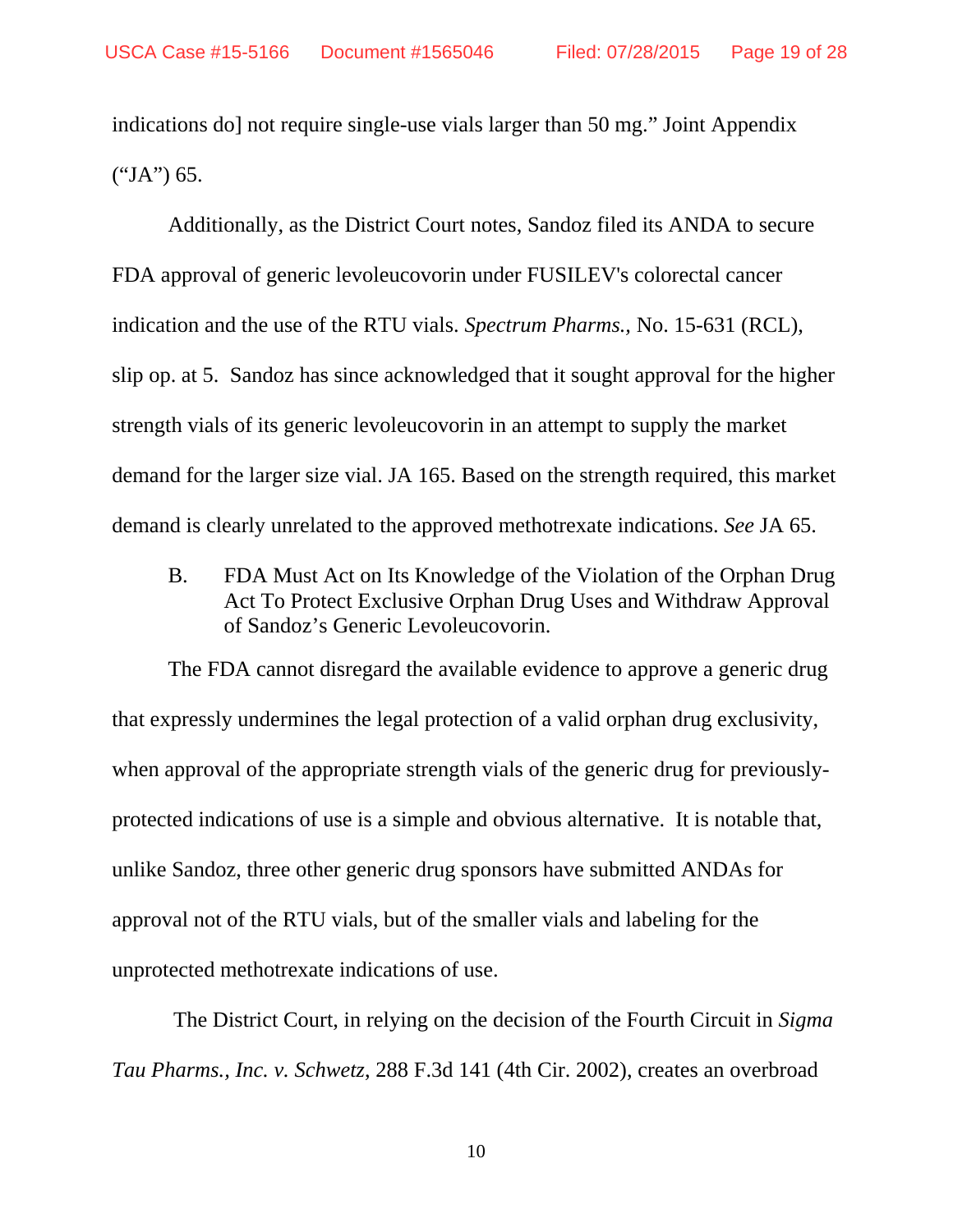indications do] not require single-use vials larger than 50 mg." Joint Appendix ("JA") 65.

Additionally, as the District Court notes, Sandoz filed its ANDA to secure FDA approval of generic levoleucovorin under FUSILEV's colorectal cancer indication and the use of the RTU vials. *Spectrum Pharms.,* No. 15-631 (RCL), slip op. at 5. Sandoz has since acknowledged that it sought approval for the higher strength vials of its generic levoleucovorin in an attempt to supply the market demand for the larger size vial. JA 165. Based on the strength required, this market demand is clearly unrelated to the approved methotrexate indications. *See* JA 65.

### B. FDA Must Act on Its Knowledge of the Violation of the Orphan Drug Act To Protect Exclusive Orphan Drug Uses and Withdraw Approval of Sandoz's Generic Levoleucovorin.

The FDA cannot disregard the available evidence to approve a generic drug that expressly undermines the legal protection of a valid orphan drug exclusivity, when approval of the appropriate strength vials of the generic drug for previously-protected indications of use is a simple and obvious alternative. It is notable that, unlike Sandoz, three other generic drug sponsors have submitted ANDAs for approval not of the RTU vials, but of the smaller vials and labeling for the unprotected methotrexate indications of use.

The District Court, in relying on the decision of the Fourth Circuit in *Sigma Tau Pharms., Inc. v. Schwetz,* 288 F.3d 141 (4th Cir. 2002), creates an overbroad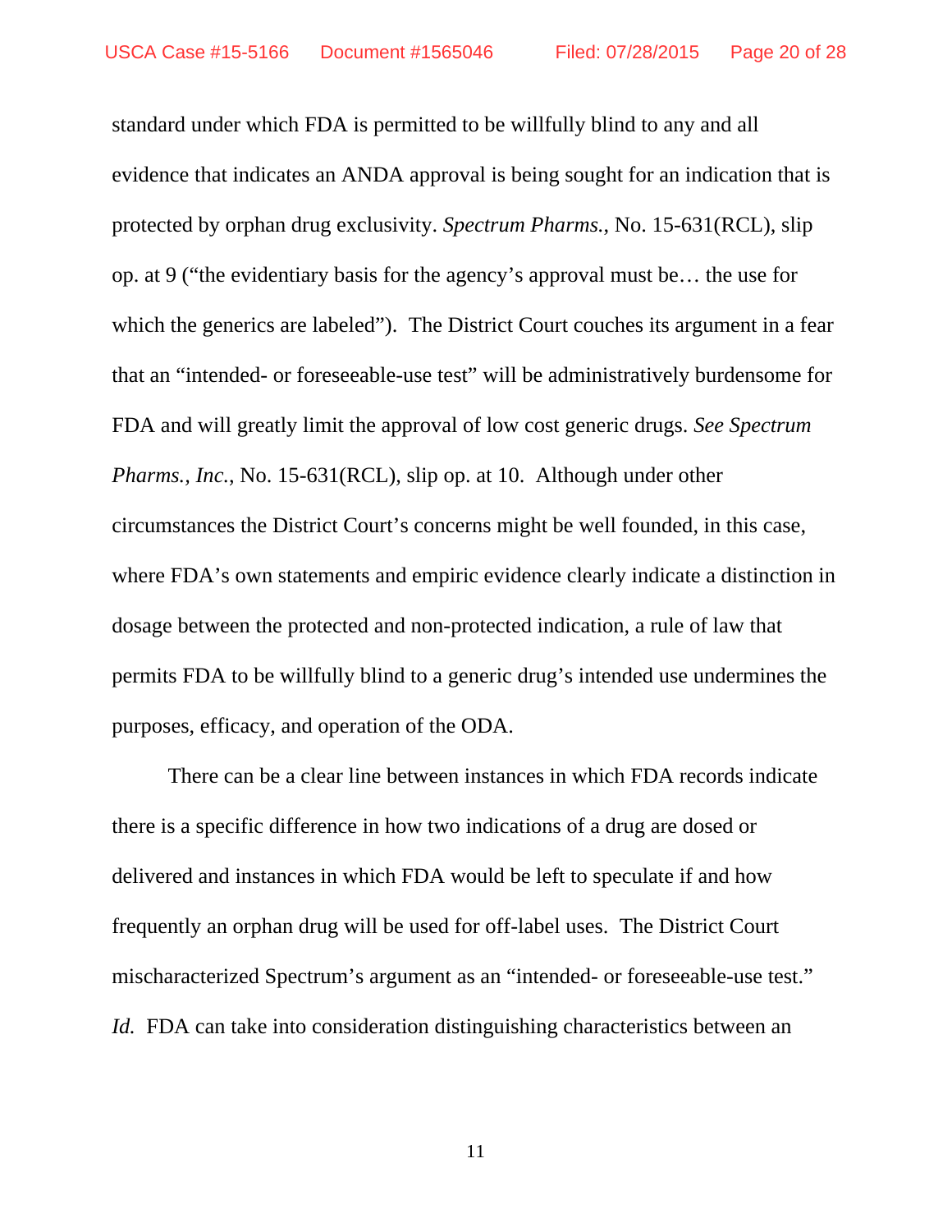standard under which FDA is permitted to be willfully blind to any and all evidence that indicates an ANDA approval is being sought for an indication that is protected by orphan drug exclusivity. *Spectrum Pharms.*, No. 15-631(RCL), slip op. at 9 ("the evidentiary basis for the agency's approval must be… the use for which the generics are labeled"). The District Court couches its argument in a fear that an "intended- or foreseeable-use test" will be administratively burdensome for FDA and will greatly limit the approval of low cost generic drugs. *See Spectrum Pharms., Inc.*, No. 15-631(RCL), slip op. at 10. Although under other circumstances the District Court's concerns might be well founded, in this case, where FDA's own statements and empiric evidence clearly indicate a distinction in dosage between the protected and non-protected indication, a rule of law that permits FDA to be willfully blind to a generic drug's intended use undermines the purposes, efficacy, and operation of the ODA.

There can be a clear line between instances in which FDA records indicate there is a specific difference in how two indications of a drug are dosed or delivered and instances in which FDA would be left to speculate if and how frequently an orphan drug will be used for off-label uses. The District Court mischaracterized Spectrum's argument as an "intended- or foreseeable-use test." *Id.* FDA can take into consideration distinguishing characteristics between an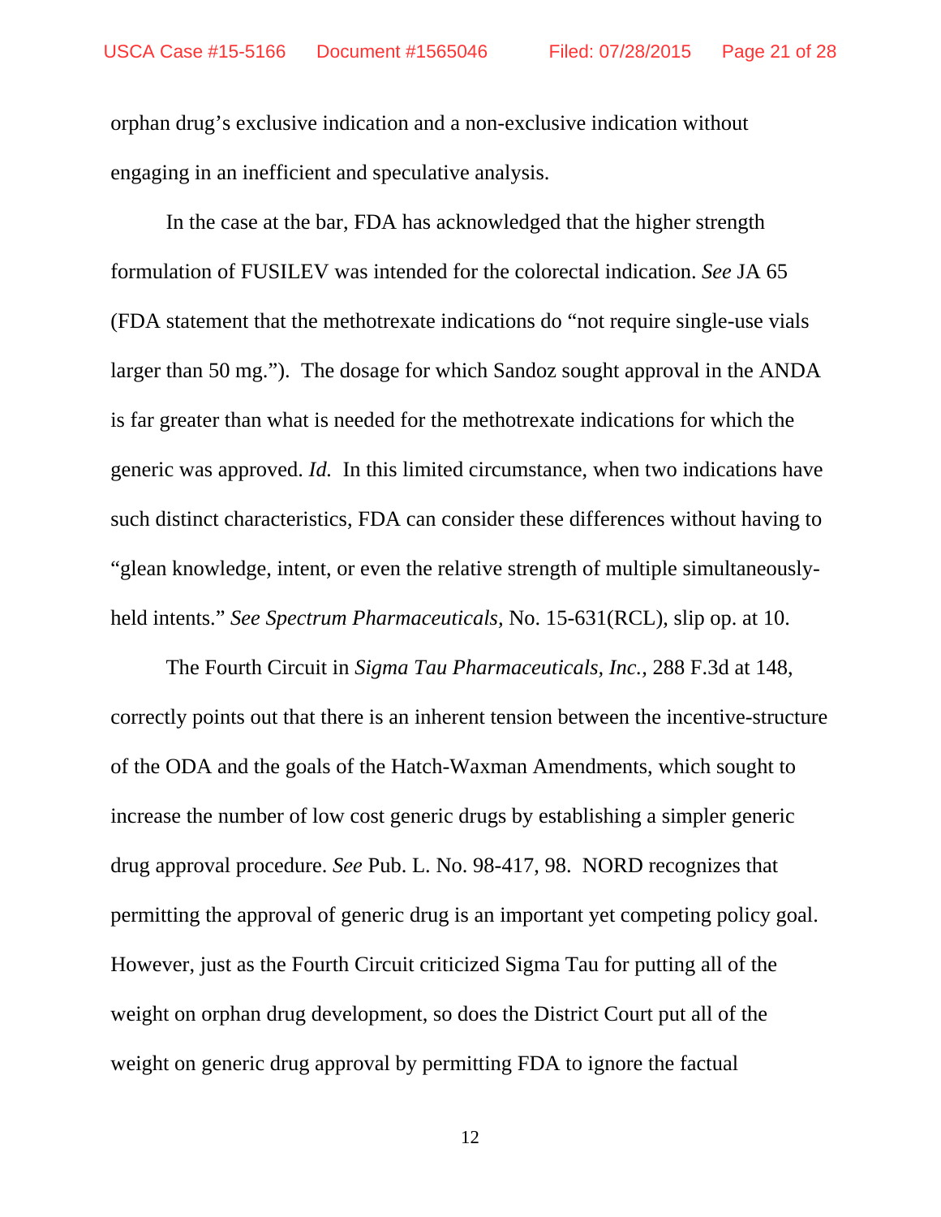orphan drug's exclusive indication and a non-exclusive indication without engaging in an inefficient and speculative analysis.

In the case at the bar, FDA has acknowledged that the higher strength formulation of FUSILEV was intended for the colorectal indication. *See* JA 65 (FDA statement that the methotrexate indications do "not require single-use vials larger than 50 mg."). The dosage for which Sandoz sought approval in the ANDA is far greater than what is needed for the methotrexate indications for which the generic was approved. *Id.* In this limited circumstance, when two indications have such distinct characteristics, FDA can consider these differences without having to "glean knowledge, intent, or even the relative strength of multiple simultaneously-held intents." *See Spectrum Pharmaceuticals*, No. 15-631(RCL), slip op. at 10.

The Fourth Circuit in *Sigma Tau Pharmaceuticals, Inc.*, 288 F.3d at 148, correctly points out that there is an inherent tension between the incentive-structure of the ODA and the goals of the Hatch-Waxman Amendments, which sought to increase the number of low cost generic drugs by establishing a simpler generic drug approval procedure. *See* Pub. L. No. 98-417, 98. NORD recognizes that permitting the approval of generic drug is an important yet competing policy goal. However, just as the Fourth Circuit criticized Sigma Tau for putting all of the weight on orphan drug development, so does the District Court put all of the weight on generic drug approval by permitting FDA to ignore the factual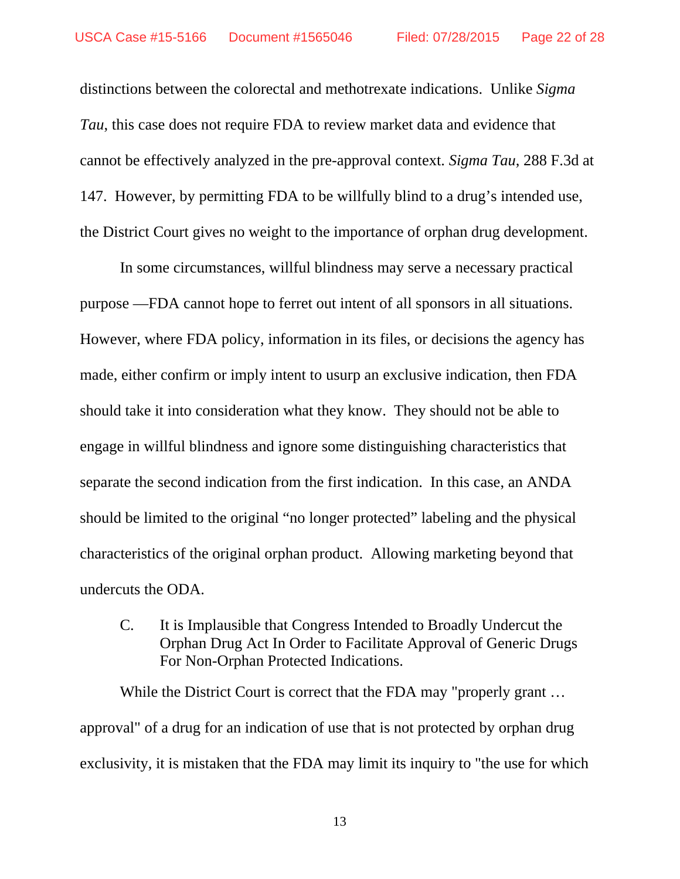distinctions between the colorectal and methotrexate indications. Unlike *Sigma Tau*, this case does not require FDA to review market data and evidence that cannot be effectively analyzed in the pre-approval context. *Sigma Tau*, 288 F.3d at 147. However, by permitting FDA to be willfully blind to a drug's intended use, the District Court gives no weight to the importance of orphan drug development.

In some circumstances, willful blindness may serve a necessary practical purpose —FDA cannot hope to ferret out intent of all sponsors in all situations. However, where FDA policy, information in its files, or decisions the agency has made, either confirm or imply intent to usurp an exclusive indication, then FDA should take it into consideration what they know. They should not be able to engage in willful blindness and ignore some distinguishing characteristics that separate the second indication from the first indication. In this case, an ANDA should be limited to the original "no longer protected" labeling and the physical characteristics of the original orphan product. Allowing marketing beyond that undercuts the ODA.

### C. It is Implausible that Congress Intended to Broadly Undercut the Orphan Drug Act In Order to Facilitate Approval of Generic Drugs For Non-Orphan Protected Indications.

While the District Court is correct that the FDA may "properly grant … approval" of a drug for an indication of use that is not protected by orphan drug exclusivity, it is mistaken that the FDA may limit its inquiry to "the use for which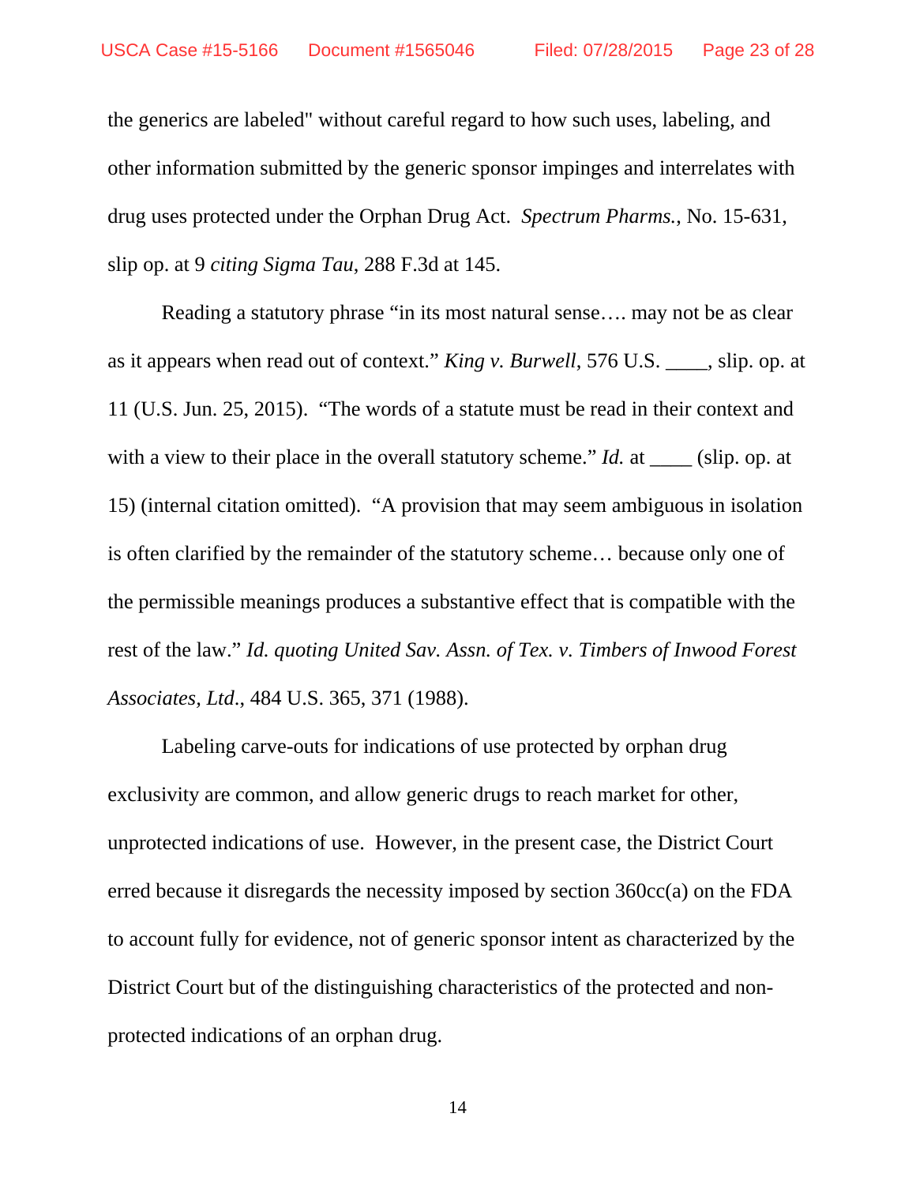the generics are labeled" without careful regard to how such uses, labeling, and other information submitted by the generic sponsor impinges and interrelates with drug uses protected under the Orphan Drug Act. *Spectrum Pharms.*, No. 15-631, slip op. at 9 *citing Sigma Tau*, 288 F.3d at 145.

Reading a statutory phrase "in its most natural sense…. may not be as clear as it appears when read out of context." *King v. Burwell*, 576 U.S. ____, slip. op. at 11 (U.S. Jun. 25, 2015). "The words of a statute must be read in their context and with a view to their place in the overall statutory scheme." *Id.* at ____ (slip. op. at 15) (internal citation omitted). "A provision that may seem ambiguous in isolation is often clarified by the remainder of the statutory scheme… because only one of the permissible meanings produces a substantive effect that is compatible with the rest of the law." *Id. quoting United Sav. Assn. of Tex. v. Timbers of Inwood Forest Associates, Ltd.*, 484 U.S. 365, 371 (1988).

Labeling carve-outs for indications of use protected by orphan drug exclusivity are common, and allow generic drugs to reach market for other, unprotected indications of use. However, in the present case, the District Court erred because it disregards the necessity imposed by section 360cc(a) on the FDA to account fully for evidence, not of generic sponsor intent as characterized by the District Court but of the distinguishing characteristics of the protected and non-protected indications of an orphan drug.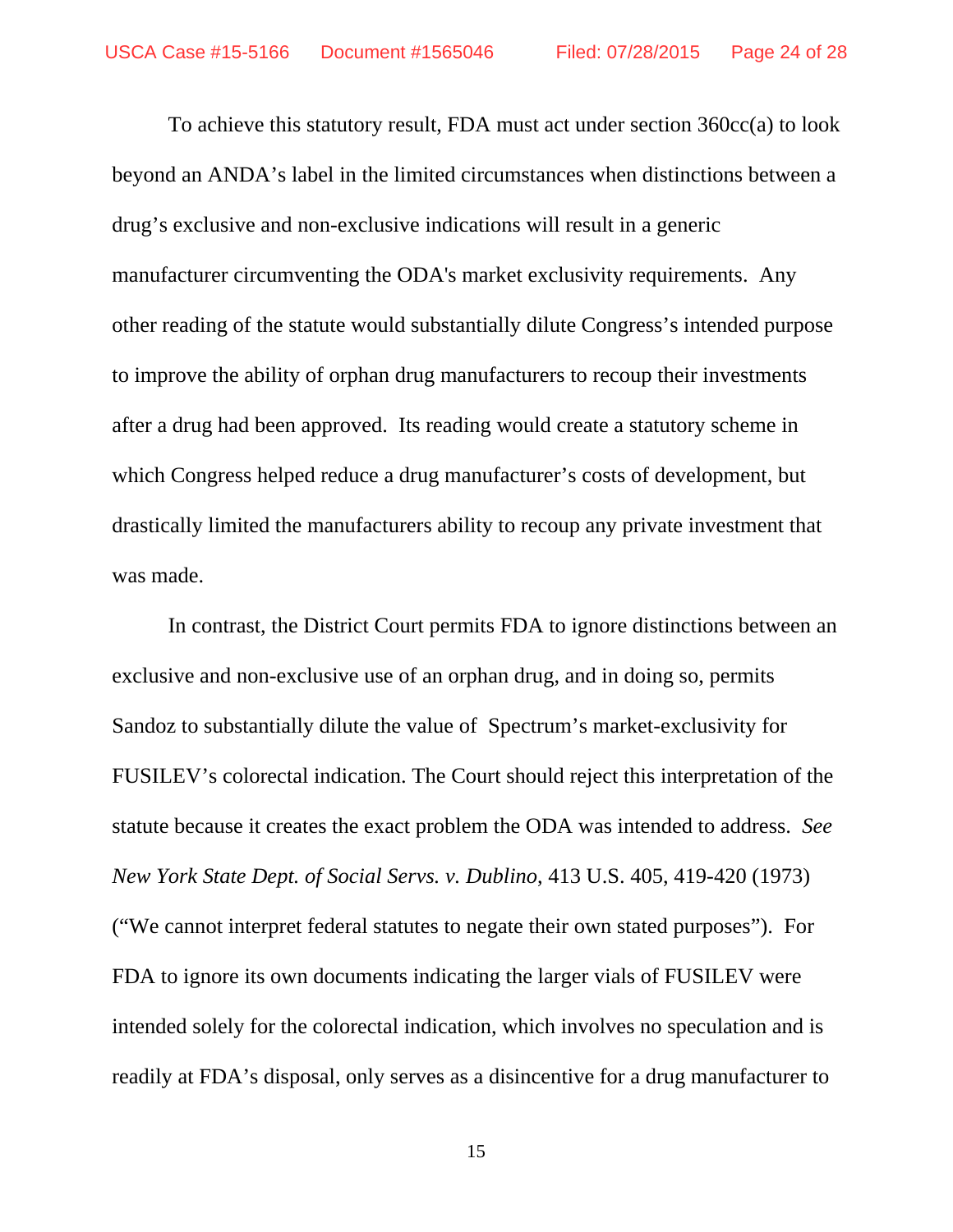To achieve this statutory result, FDA must act under section 360cc(a) to look beyond an ANDA's label in the limited circumstances when distinctions between a drug's exclusive and non-exclusive indications will result in a generic manufacturer circumventing the ODA's market exclusivity requirements. Any other reading of the statute would substantially dilute Congress's intended purpose to improve the ability of orphan drug manufacturers to recoup their investments after a drug had been approved. Its reading would create a statutory scheme in which Congress helped reduce a drug manufacturer's costs of development, but drastically limited the manufacturers ability to recoup any private investment that was made.

In contrast, the District Court permits FDA to ignore distinctions between an exclusive and non-exclusive use of an orphan drug, and in doing so, permits Sandoz to substantially dilute the value of Spectrum's market-exclusivity for FUSILEV's colorectal indication. The Court should reject this interpretation of the statute because it creates the exact problem the ODA was intended to address. *See New York State Dept. of Social Servs. v. Dublino*, 413 U.S. 405, 419-420 (1973) ("We cannot interpret federal statutes to negate their own stated purposes"). For FDA to ignore its own documents indicating the larger vials of FUSILEV were intended solely for the colorectal indication, which involves no speculation and is readily at FDA's disposal, only serves as a disincentive for a drug manufacturer to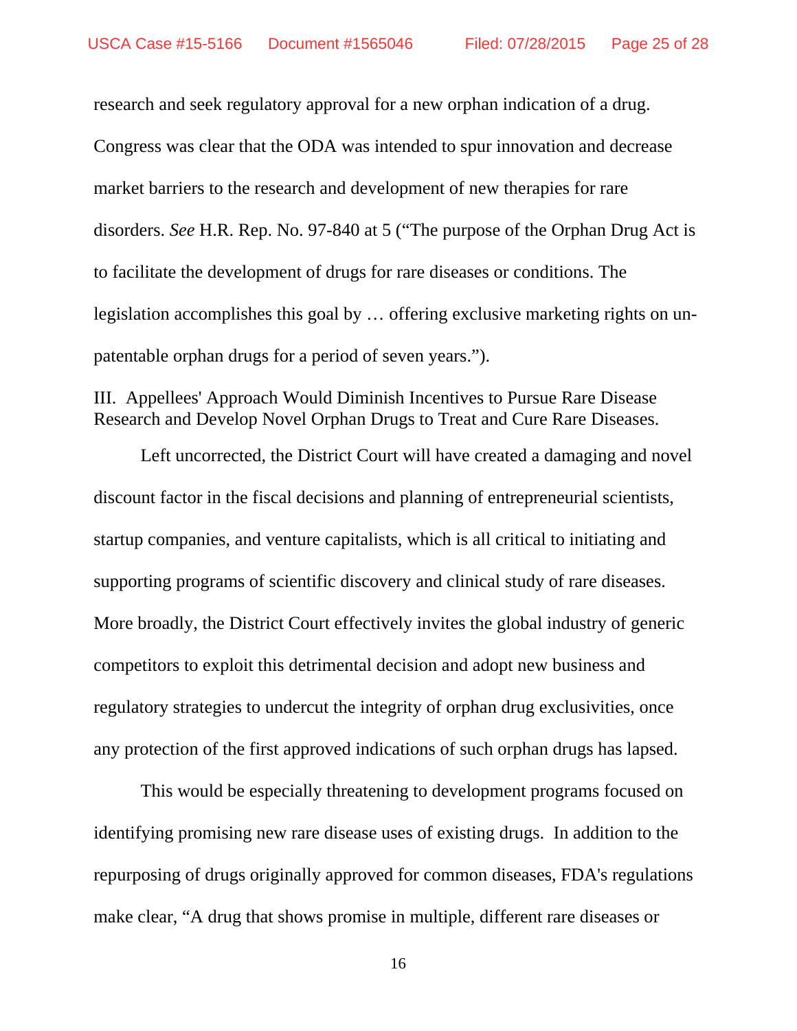research and seek regulatory approval for a new orphan indication of a drug. Congress was clear that the ODA was intended to spur innovation and decrease market barriers to the research and development of new therapies for rare disorders. *See* H.R. Rep. No. 97-840 at 5 ("The purpose of the Orphan Drug Act is to facilitate the development of drugs for rare diseases or conditions. The legislation accomplishes this goal by … offering exclusive marketing rights on un-patentable orphan drugs for a period of seven years.").

## III. Appellees' Approach Would Diminish Incentives to Pursue Rare Disease Research and Develop Novel Orphan Drugs to Treat and Cure Rare Diseases.

Left uncorrected, the District Court will have created a damaging and novel discount factor in the fiscal decisions and planning of entrepreneurial scientists, startup companies, and venture capitalists, which is all critical to initiating and supporting programs of scientific discovery and clinical study of rare diseases. More broadly, the District Court effectively invites the global industry of generic competitors to exploit this detrimental decision and adopt new business and regulatory strategies to undercut the integrity of orphan drug exclusivities, once any protection of the first approved indications of such orphan drugs has lapsed.

This would be especially threatening to development programs focused on identifying promising new rare disease uses of existing drugs. In addition to the repurposing of drugs originally approved for common diseases, FDA's regulations make clear, "A drug that shows promise in multiple, different rare diseases or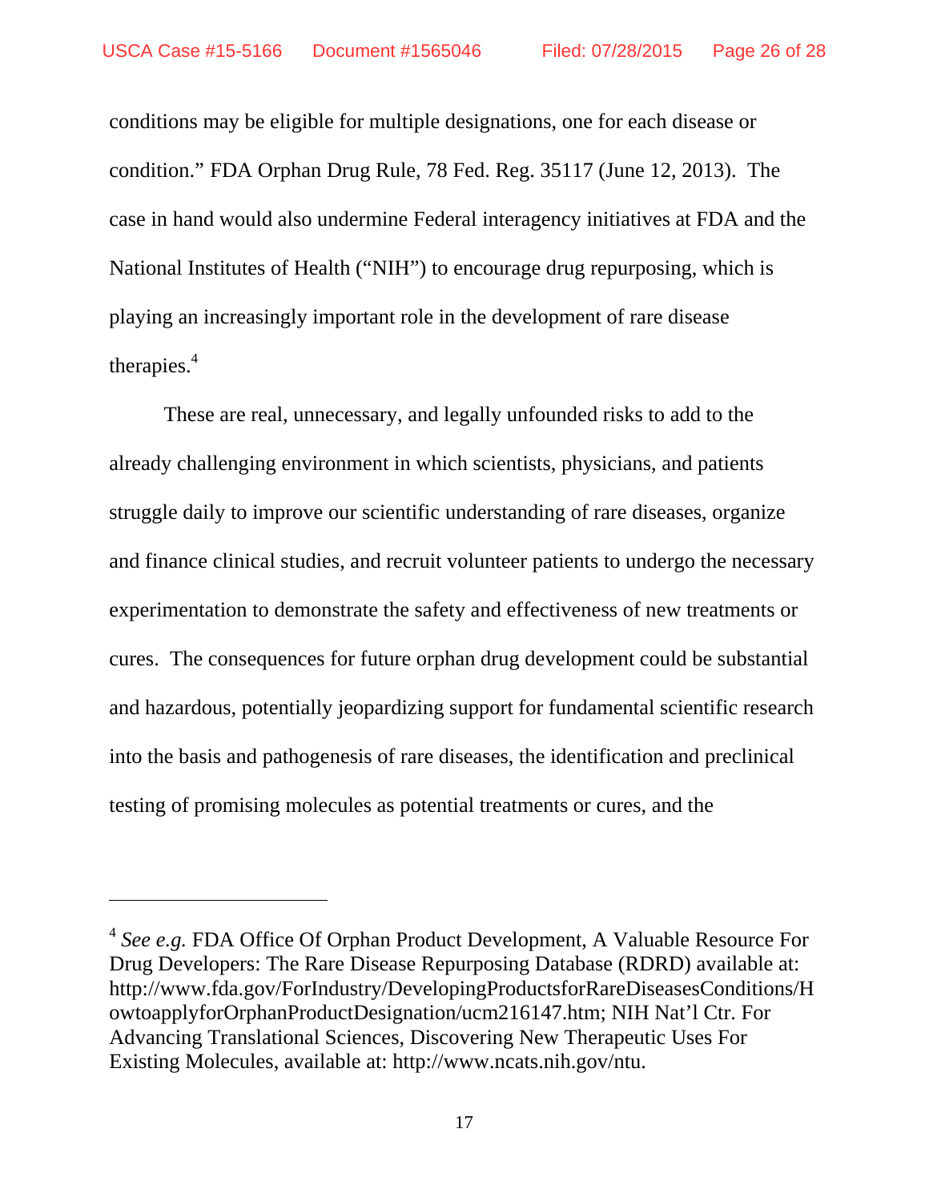conditions may be eligible for multiple designations, one for each disease or condition." FDA Orphan Drug Rule, 78 Fed. Reg. 35117 (June 12, 2013). The case in hand would also undermine Federal interagency initiatives at FDA and the National Institutes of Health ("NIH") to encourage drug repurposing, which is playing an increasingly important role in the development of rare disease therapies.[4]

These are real, unnecessary, and legally unfounded risks to add to the already challenging environment in which scientists, physicians, and patients struggle daily to improve our scientific understanding of rare diseases, organize and finance clinical studies, and recruit volunteer patients to undergo the necessary experimentation to demonstrate the safety and effectiveness of new treatments or cures. The consequences for future orphan drug development could be substantial and hazardous, potentially jeopardizing support for fundamental scientific research into the basis and pathogenesis of rare diseases, the identification and preclinical testing of promising molecules as potential treatments or cures, and the

---

[4] *See e.g.* FDA Office Of Orphan Product Development, A Valuable Resource For Drug Developers: The Rare Disease Repurposing Database (RDRD) available at: http://www.fda.gov/ForIndustry/DevelopingProductsforRareDiseasesConditions/HowtoapplyforOrphanProductDesignation/ucm216147.htm; NIH Nat'l Ctr. For Advancing Translational Sciences, Discovering New Therapeutic Uses For Existing Molecules, available at: http://www.ncats.nih.gov/ntu.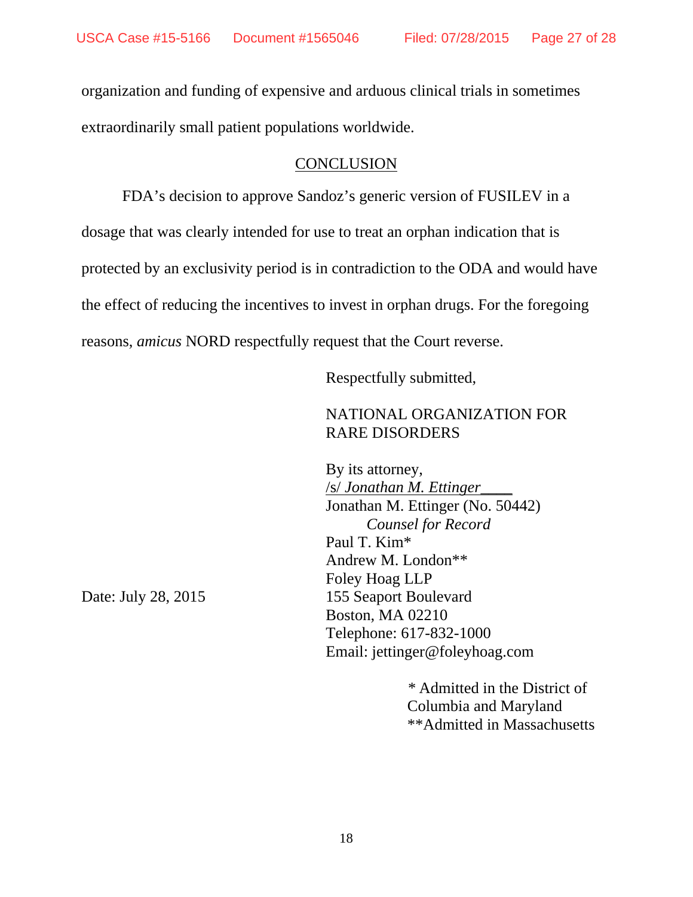organization and funding of expensive and arduous clinical trials in sometimes extraordinarily small patient populations worldwide.

## CONCLUSION

FDA's decision to approve Sandoz's generic version of FUSILEV in a dosage that was clearly intended for use to treat an orphan indication that is protected by an exclusivity period is in contradiction to the ODA and would have the effect of reducing the incentives to invest in orphan drugs. For the foregoing reasons, *amicus* NORD respectfully request that the Court reverse.

Respectfully submitted,

NATIONAL ORGANIZATION FOR RARE DISORDERS

By its attorney,
/s/ *Jonathan M. Ettinger*____
Jonathan M. Ettinger (No. 50442)
*Counsel for Record*
Paul T. Kim*
Andrew M. London**
Foley Hoag LLP
155 Seaport Boulevard
Boston, MA 02210
Telephone: 617-832-1000
Email: jettinger@foleyhoag.com

Date: July 28, 2015

\* Admitted in the District of Columbia and Maryland
**Admitted in Massachusetts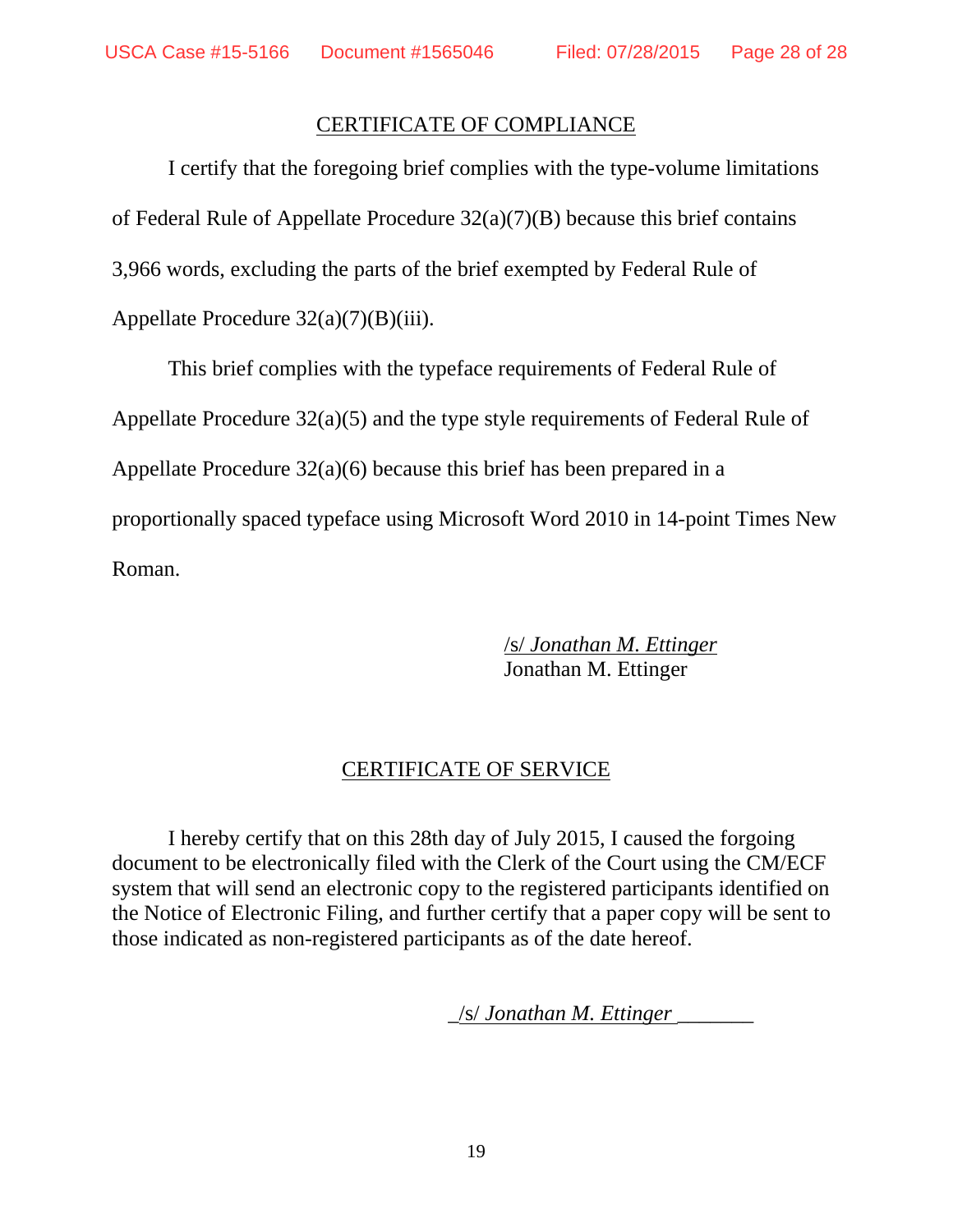## CERTIFICATE OF COMPLIANCE

I certify that the foregoing brief complies with the type-volume limitations of Federal Rule of Appellate Procedure 32(a)(7)(B) because this brief contains 3,966 words, excluding the parts of the brief exempted by Federal Rule of Appellate Procedure 32(a)(7)(B)(iii).

This brief complies with the typeface requirements of Federal Rule of Appellate Procedure 32(a)(5) and the type style requirements of Federal Rule of Appellate Procedure 32(a)(6) because this brief has been prepared in a proportionally spaced typeface using Microsoft Word 2010 in 14-point Times New Roman.

/s/ *Jonathan M. Ettinger*
Jonathan M. Ettinger

## CERTIFICATE OF SERVICE

I hereby certify that on this 28th day of July 2015, I caused the forgoing document to be electronically filed with the Clerk of the Court using the CM/ECF system that will send an electronic copy to the registered participants identified on the Notice of Electronic Filing, and further certify that a paper copy will be sent to those indicated as non-registered participants as of the date hereof.

/s/ *Jonathan M. Ettinger*